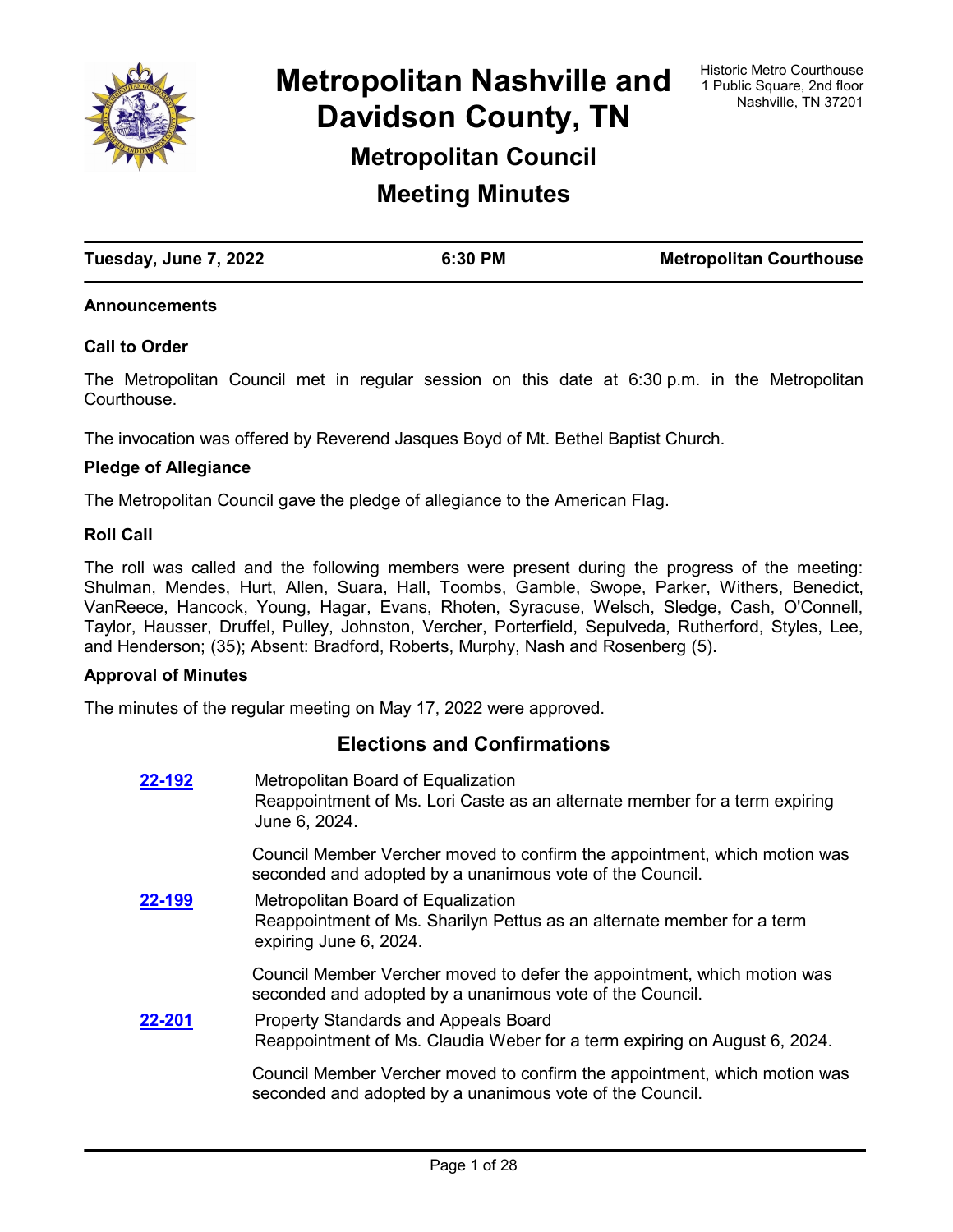# Metropolitan Nashville and Davidson County, TN

Historic Metro Courthouse
1 Public Square, 2nd floor
Nashville, TN 37201

## Metropolitan Council

## Meeting Minutes

| Tuesday, June 7, 2022 | 6:30 PM | Metropolitan Courthouse |
|---|---|---|

### Announcements

### Call to Order

The Metropolitan Council met in regular session on this date at 6:30 p.m. in the Metropolitan Courthouse.

The invocation was offered by Reverend Jasques Boyd of Mt. Bethel Baptist Church.

### Pledge of Allegiance

The Metropolitan Council gave the pledge of allegiance to the American Flag.

### Roll Call

The roll was called and the following members were present during the progress of the meeting: Shulman, Mendes, Hurt, Allen, Suara, Hall, Toombs, Gamble, Swope, Parker, Withers, Benedict, VanReece, Hancock, Young, Hagar, Evans, Rhoten, Syracuse, Welsch, Sledge, Cash, O'Connell, Taylor, Hausser, Druffel, Pulley, Johnston, Vercher, Porterfield, Sepulveda, Rutherford, Styles, Lee, and Henderson; (35); Absent: Bradford, Roberts, Murphy, Nash and Rosenberg (5).

### Approval of Minutes

The minutes of the regular meeting on May 17, 2022 were approved.

## Elections and Confirmations

**22-192** Metropolitan Board of Equalization
Reappointment of Ms. Lori Caste as an alternate member for a term expiring June 6, 2024.

Council Member Vercher moved to confirm the appointment, which motion was seconded and adopted by a unanimous vote of the Council.

**22-199** Metropolitan Board of Equalization
Reappointment of Ms. Sharilyn Pettus as an alternate member for a term expiring June 6, 2024.

Council Member Vercher moved to defer the appointment, which motion was seconded and adopted by a unanimous vote of the Council.

**22-201** Property Standards and Appeals Board
Reappointment of Ms. Claudia Weber for a term expiring on August 6, 2024.

Council Member Vercher moved to confirm the appointment, which motion was seconded and adopted by a unanimous vote of the Council.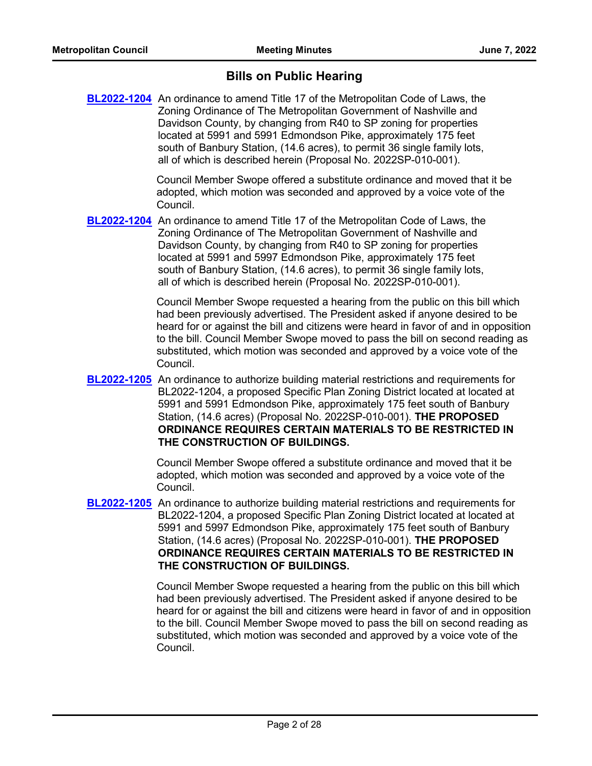## Bills on Public Hearing

**BL2022-1204** An ordinance to amend Title 17 of the Metropolitan Code of Laws, the Zoning Ordinance of The Metropolitan Government of Nashville and Davidson County, by changing from R40 to SP zoning for properties located at 5991 and 5991 Edmondson Pike, approximately 175 feet south of Banbury Station, (14.6 acres), to permit 36 single family lots, all of which is described herein (Proposal No. 2022SP-010-001).

Council Member Swope offered a substitute ordinance and moved that it be adopted, which motion was seconded and approved by a voice vote of the Council.

**BL2022-1204** An ordinance to amend Title 17 of the Metropolitan Code of Laws, the Zoning Ordinance of The Metropolitan Government of Nashville and Davidson County, by changing from R40 to SP zoning for properties located at 5991 and 5997 Edmondson Pike, approximately 175 feet south of Banbury Station, (14.6 acres), to permit 36 single family lots, all of which is described herein (Proposal No. 2022SP-010-001).

Council Member Swope requested a hearing from the public on this bill which had been previously advertised. The President asked if anyone desired to be heard for or against the bill and citizens were heard in favor of and in opposition to the bill. Council Member Swope moved to pass the bill on second reading as substituted, which motion was seconded and approved by a voice vote of the Council.

**BL2022-1205** An ordinance to authorize building material restrictions and requirements for BL2022-1204, a proposed Specific Plan Zoning District located at located at 5991 and 5991 Edmondson Pike, approximately 175 feet south of Banbury Station, (14.6 acres) (Proposal No. 2022SP-010-001). **THE PROPOSED ORDINANCE REQUIRES CERTAIN MATERIALS TO BE RESTRICTED IN THE CONSTRUCTION OF BUILDINGS.**

Council Member Swope offered a substitute ordinance and moved that it be adopted, which motion was seconded and approved by a voice vote of the Council.

**BL2022-1205** An ordinance to authorize building material restrictions and requirements for BL2022-1204, a proposed Specific Plan Zoning District located at located at 5991 and 5997 Edmondson Pike, approximately 175 feet south of Banbury Station, (14.6 acres) (Proposal No. 2022SP-010-001). **THE PROPOSED ORDINANCE REQUIRES CERTAIN MATERIALS TO BE RESTRICTED IN THE CONSTRUCTION OF BUILDINGS.**

Council Member Swope requested a hearing from the public on this bill which had been previously advertised. The President asked if anyone desired to be heard for or against the bill and citizens were heard in favor of and in opposition to the bill. Council Member Swope moved to pass the bill on second reading as substituted, which motion was seconded and approved by a voice vote of the Council.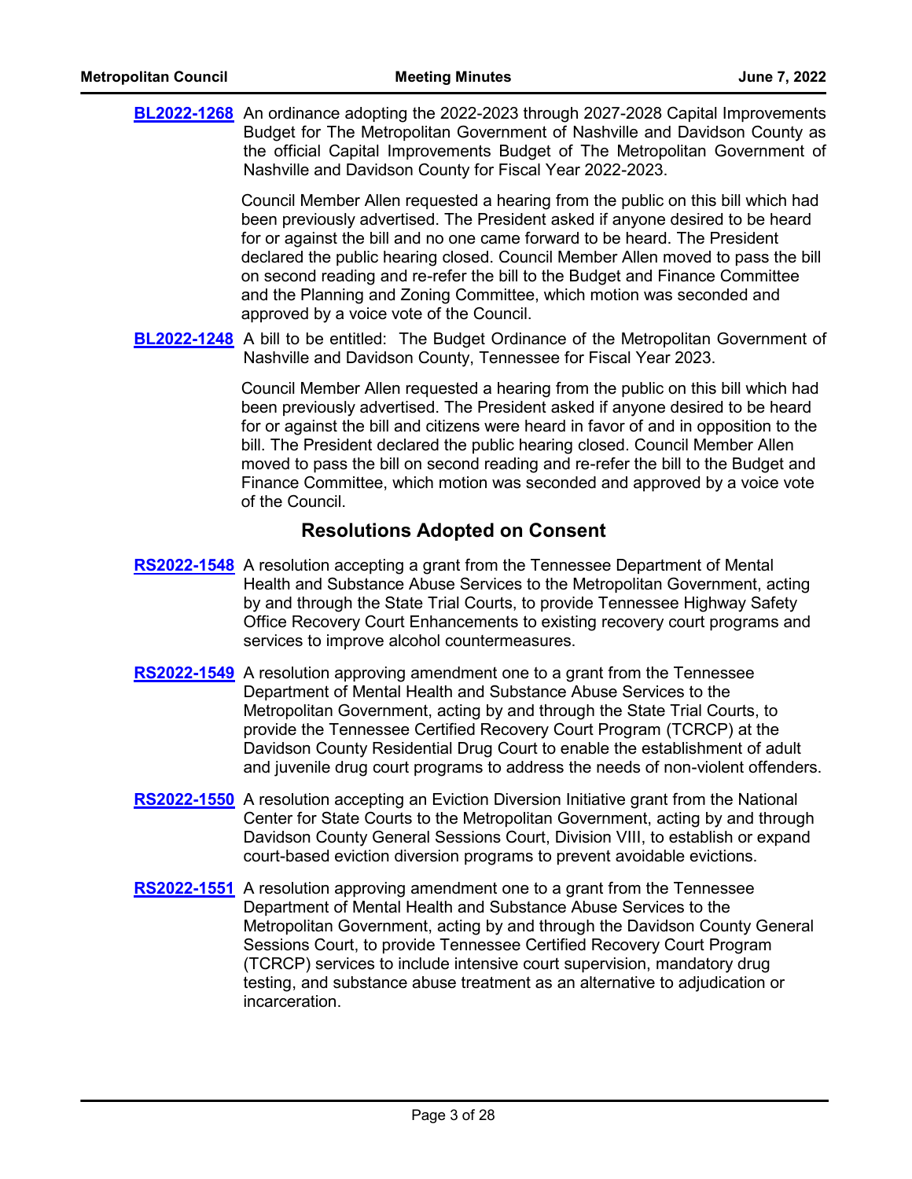**BL2022-1268** An ordinance adopting the 2022-2023 through 2027-2028 Capital Improvements Budget for The Metropolitan Government of Nashville and Davidson County as the official Capital Improvements Budget of The Metropolitan Government of Nashville and Davidson County for Fiscal Year 2022-2023.

Council Member Allen requested a hearing from the public on this bill which had been previously advertised. The President asked if anyone desired to be heard for or against the bill and no one came forward to be heard. The President declared the public hearing closed. Council Member Allen moved to pass the bill on second reading and re-refer the bill to the Budget and Finance Committee and the Planning and Zoning Committee, which motion was seconded and approved by a voice vote of the Council.

**BL2022-1248** A bill to be entitled: The Budget Ordinance of the Metropolitan Government of Nashville and Davidson County, Tennessee for Fiscal Year 2023.

Council Member Allen requested a hearing from the public on this bill which had been previously advertised. The President asked if anyone desired to be heard for or against the bill and citizens were heard in favor of and in opposition to the bill. The President declared the public hearing closed. Council Member Allen moved to pass the bill on second reading and re-refer the bill to the Budget and Finance Committee, which motion was seconded and approved by a voice vote of the Council.

## Resolutions Adopted on Consent

**RS2022-1548** A resolution accepting a grant from the Tennessee Department of Mental Health and Substance Abuse Services to the Metropolitan Government, acting by and through the State Trial Courts, to provide Tennessee Highway Safety Office Recovery Court Enhancements to existing recovery court programs and services to improve alcohol countermeasures.

**RS2022-1549** A resolution approving amendment one to a grant from the Tennessee Department of Mental Health and Substance Abuse Services to the Metropolitan Government, acting by and through the State Trial Courts, to provide the Tennessee Certified Recovery Court Program (TCRCP) at the Davidson County Residential Drug Court to enable the establishment of adult and juvenile drug court programs to address the needs of non-violent offenders.

**RS2022-1550** A resolution accepting an Eviction Diversion Initiative grant from the National Center for State Courts to the Metropolitan Government, acting by and through Davidson County General Sessions Court, Division VIII, to establish or expand court-based eviction diversion programs to prevent avoidable evictions.

**RS2022-1551** A resolution approving amendment one to a grant from the Tennessee Department of Mental Health and Substance Abuse Services to the Metropolitan Government, acting by and through the Davidson County General Sessions Court, to provide Tennessee Certified Recovery Court Program (TCRCP) services to include intensive court supervision, mandatory drug testing, and substance abuse treatment as an alternative to adjudication or incarceration.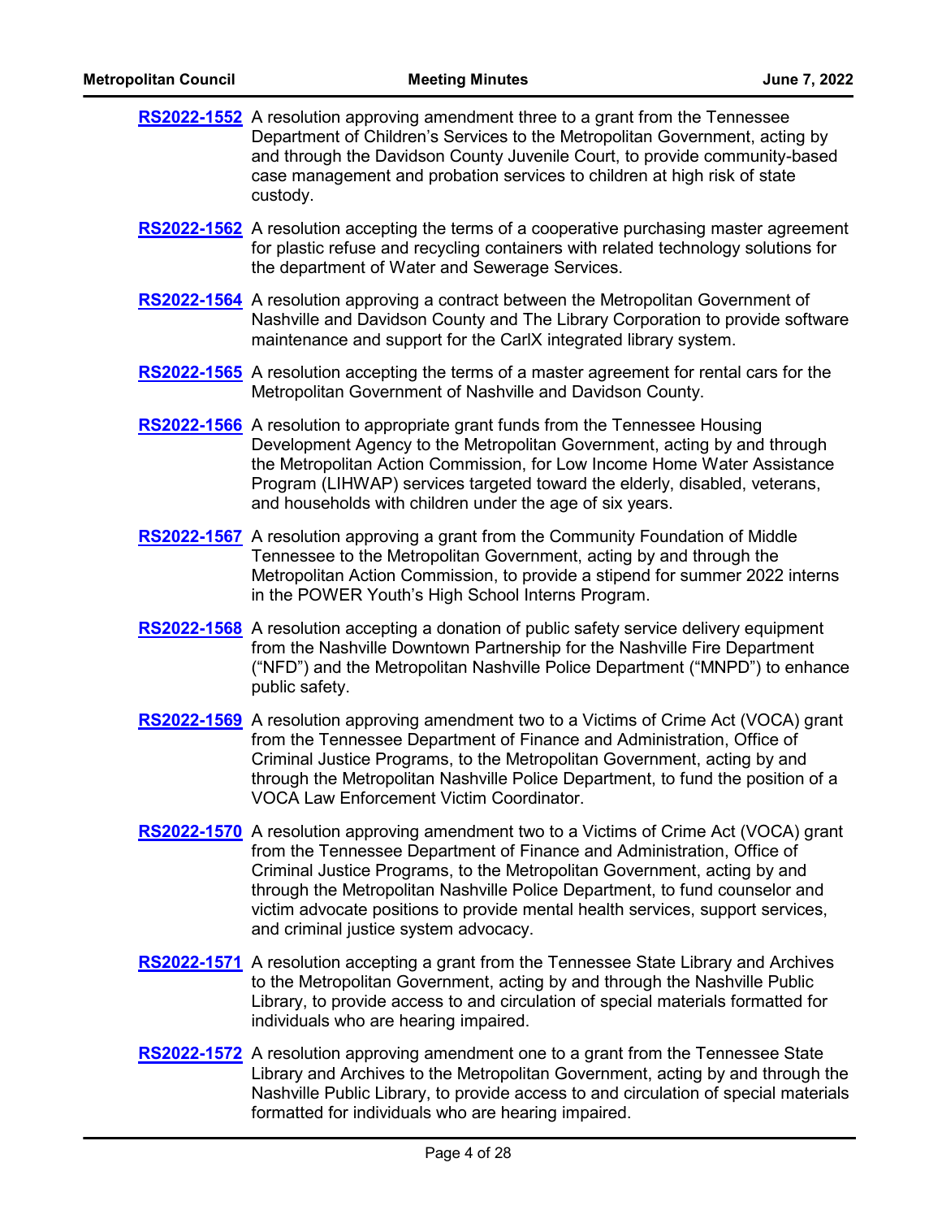**RS2022-1552** A resolution approving amendment three to a grant from the Tennessee Department of Children's Services to the Metropolitan Government, acting by and through the Davidson County Juvenile Court, to provide community-based case management and probation services to children at high risk of state custody.

**RS2022-1562** A resolution accepting the terms of a cooperative purchasing master agreement for plastic refuse and recycling containers with related technology solutions for the department of Water and Sewerage Services.

**RS2022-1564** A resolution approving a contract between the Metropolitan Government of Nashville and Davidson County and The Library Corporation to provide software maintenance and support for the CarlX integrated library system.

**RS2022-1565** A resolution accepting the terms of a master agreement for rental cars for the Metropolitan Government of Nashville and Davidson County.

**RS2022-1566** A resolution to appropriate grant funds from the Tennessee Housing Development Agency to the Metropolitan Government, acting by and through the Metropolitan Action Commission, for Low Income Home Water Assistance Program (LIHWAP) services targeted toward the elderly, disabled, veterans, and households with children under the age of six years.

**RS2022-1567** A resolution approving a grant from the Community Foundation of Middle Tennessee to the Metropolitan Government, acting by and through the Metropolitan Action Commission, to provide a stipend for summer 2022 interns in the POWER Youth's High School Interns Program.

**RS2022-1568** A resolution accepting a donation of public safety service delivery equipment from the Nashville Downtown Partnership for the Nashville Fire Department ("NFD") and the Metropolitan Nashville Police Department ("MNPD") to enhance public safety.

**RS2022-1569** A resolution approving amendment two to a Victims of Crime Act (VOCA) grant from the Tennessee Department of Finance and Administration, Office of Criminal Justice Programs, to the Metropolitan Government, acting by and through the Metropolitan Nashville Police Department, to fund the position of a VOCA Law Enforcement Victim Coordinator.

**RS2022-1570** A resolution approving amendment two to a Victims of Crime Act (VOCA) grant from the Tennessee Department of Finance and Administration, Office of Criminal Justice Programs, to the Metropolitan Government, acting by and through the Metropolitan Nashville Police Department, to fund counselor and victim advocate positions to provide mental health services, support services, and criminal justice system advocacy.

**RS2022-1571** A resolution accepting a grant from the Tennessee State Library and Archives to the Metropolitan Government, acting by and through the Nashville Public Library, to provide access to and circulation of special materials formatted for individuals who are hearing impaired.

**RS2022-1572** A resolution approving amendment one to a grant from the Tennessee State Library and Archives to the Metropolitan Government, acting by and through the Nashville Public Library, to provide access to and circulation of special materials formatted for individuals who are hearing impaired.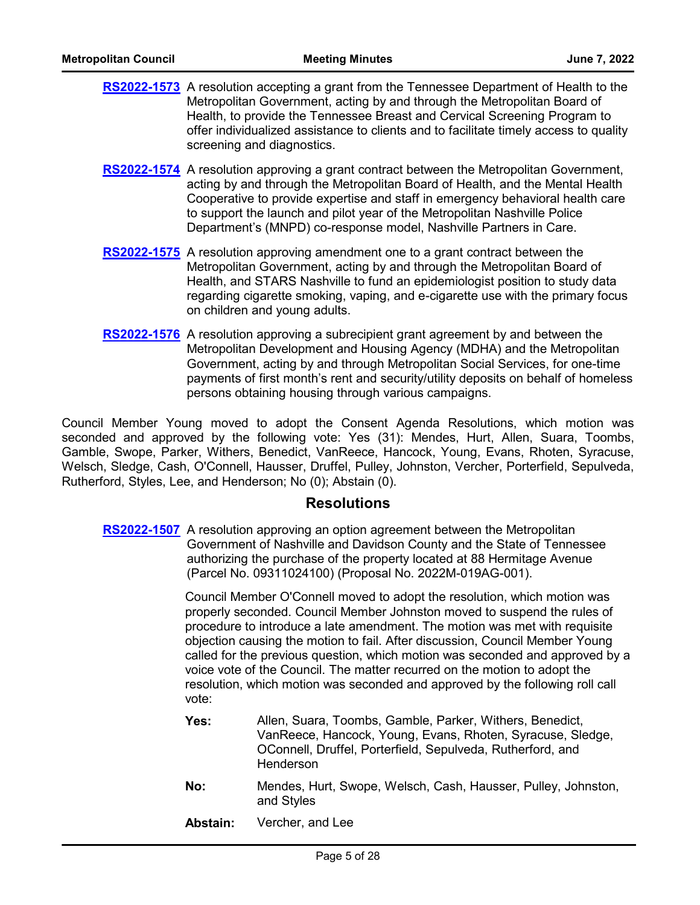**RS2022-1573** A resolution accepting a grant from the Tennessee Department of Health to the Metropolitan Government, acting by and through the Metropolitan Board of Health, to provide the Tennessee Breast and Cervical Screening Program to offer individualized assistance to clients and to facilitate timely access to quality screening and diagnostics.

**RS2022-1574** A resolution approving a grant contract between the Metropolitan Government, acting by and through the Metropolitan Board of Health, and the Mental Health Cooperative to provide expertise and staff in emergency behavioral health care to support the launch and pilot year of the Metropolitan Nashville Police Department's (MNPD) co-response model, Nashville Partners in Care.

**RS2022-1575** A resolution approving amendment one to a grant contract between the Metropolitan Government, acting by and through the Metropolitan Board of Health, and STARS Nashville to fund an epidemiologist position to study data regarding cigarette smoking, vaping, and e-cigarette use with the primary focus on children and young adults.

**RS2022-1576** A resolution approving a subrecipient grant agreement by and between the Metropolitan Development and Housing Agency (MDHA) and the Metropolitan Government, acting by and through Metropolitan Social Services, for one-time payments of first month's rent and security/utility deposits on behalf of homeless persons obtaining housing through various campaigns.

Council Member Young moved to adopt the Consent Agenda Resolutions, which motion was seconded and approved by the following vote: Yes (31): Mendes, Hurt, Allen, Suara, Toombs, Gamble, Swope, Parker, Withers, Benedict, VanReece, Hancock, Young, Evans, Rhoten, Syracuse, Welsch, Sledge, Cash, O'Connell, Hausser, Druffel, Pulley, Johnston, Vercher, Porterfield, Sepulveda, Rutherford, Styles, Lee, and Henderson; No (0); Abstain (0).

## Resolutions

**RS2022-1507** A resolution approving an option agreement between the Metropolitan Government of Nashville and Davidson County and the State of Tennessee authorizing the purchase of the property located at 88 Hermitage Avenue (Parcel No. 09311024100) (Proposal No. 2022M-019AG-001).

Council Member O'Connell moved to adopt the resolution, which motion was properly seconded. Council Member Johnston moved to suspend the rules of procedure to introduce a late amendment. The motion was met with requisite objection causing the motion to fail. After discussion, Council Member Young called for the previous question, which motion was seconded and approved by a voice vote of the Council. The matter recurred on the motion to adopt the resolution, which motion was seconded and approved by the following roll call vote:

**Yes:** Allen, Suara, Toombs, Gamble, Parker, Withers, Benedict, VanReece, Hancock, Young, Evans, Rhoten, Syracuse, Sledge, OConnell, Druffel, Porterfield, Sepulveda, Rutherford, and Henderson

**No:** Mendes, Hurt, Swope, Welsch, Cash, Hausser, Pulley, Johnston, and Styles

**Abstain:** Vercher, and Lee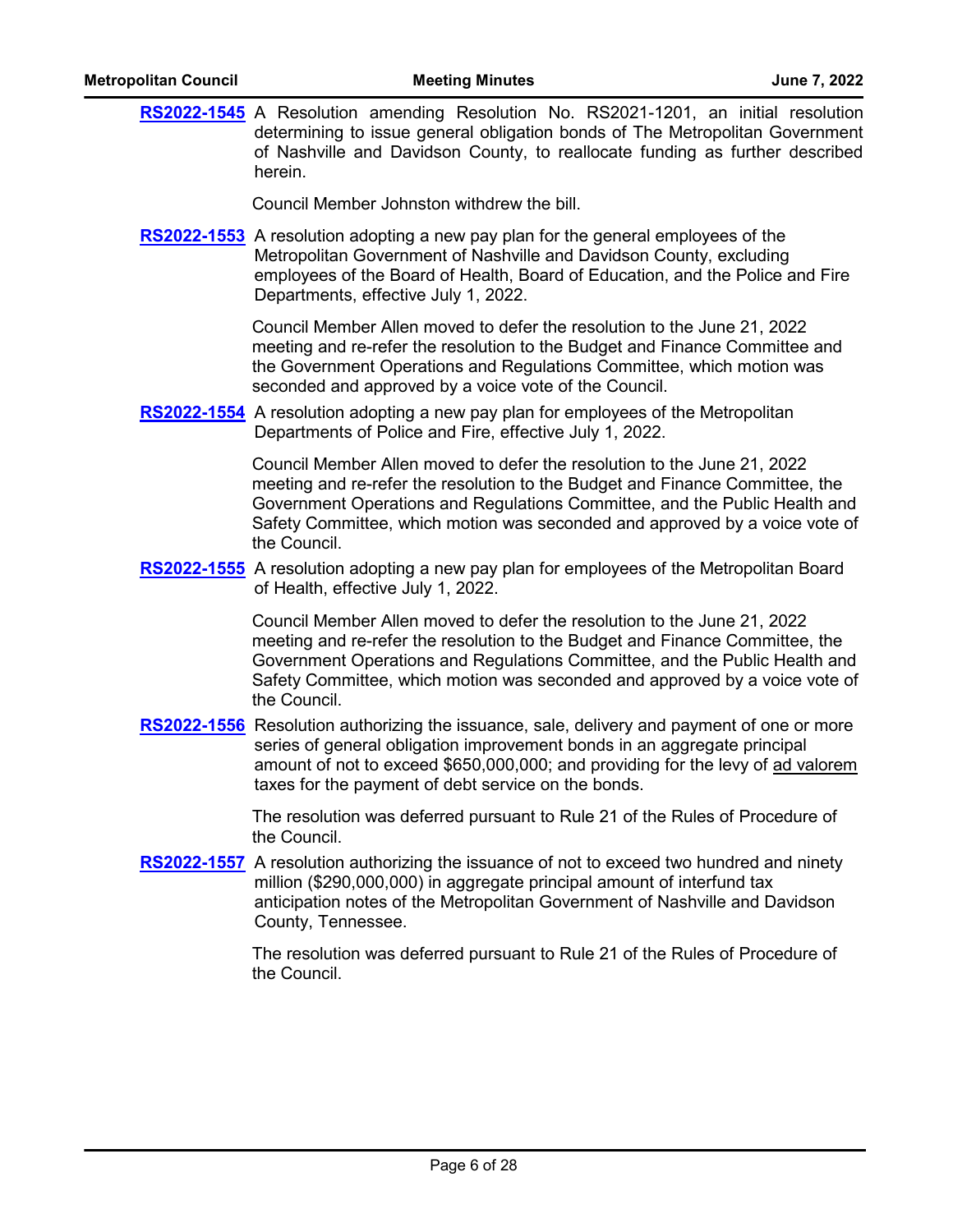**RS2022-1545** A Resolution amending Resolution No. RS2021-1201, an initial resolution determining to issue general obligation bonds of The Metropolitan Government of Nashville and Davidson County, to reallocate funding as further described herein.

Council Member Johnston withdrew the bill.

**RS2022-1553** A resolution adopting a new pay plan for the general employees of the Metropolitan Government of Nashville and Davidson County, excluding employees of the Board of Health, Board of Education, and the Police and Fire Departments, effective July 1, 2022.

Council Member Allen moved to defer the resolution to the June 21, 2022 meeting and re-refer the resolution to the Budget and Finance Committee and the Government Operations and Regulations Committee, which motion was seconded and approved by a voice vote of the Council.

**RS2022-1554** A resolution adopting a new pay plan for employees of the Metropolitan Departments of Police and Fire, effective July 1, 2022.

Council Member Allen moved to defer the resolution to the June 21, 2022 meeting and re-refer the resolution to the Budget and Finance Committee, the Government Operations and Regulations Committee, and the Public Health and Safety Committee, which motion was seconded and approved by a voice vote of the Council.

**RS2022-1555** A resolution adopting a new pay plan for employees of the Metropolitan Board of Health, effective July 1, 2022.

Council Member Allen moved to defer the resolution to the June 21, 2022 meeting and re-refer the resolution to the Budget and Finance Committee, the Government Operations and Regulations Committee, and the Public Health and Safety Committee, which motion was seconded and approved by a voice vote of the Council.

**RS2022-1556** Resolution authorizing the issuance, sale, delivery and payment of one or more series of general obligation improvement bonds in an aggregate principal amount of not to exceed $650,000,000; and providing for the levy of ad valorem taxes for the payment of debt service on the bonds.

The resolution was deferred pursuant to Rule 21 of the Rules of Procedure of the Council.

**RS2022-1557** A resolution authorizing the issuance of not to exceed two hundred and ninety million ($290,000,000) in aggregate principal amount of interfund tax anticipation notes of the Metropolitan Government of Nashville and Davidson County, Tennessee.

The resolution was deferred pursuant to Rule 21 of the Rules of Procedure of the Council.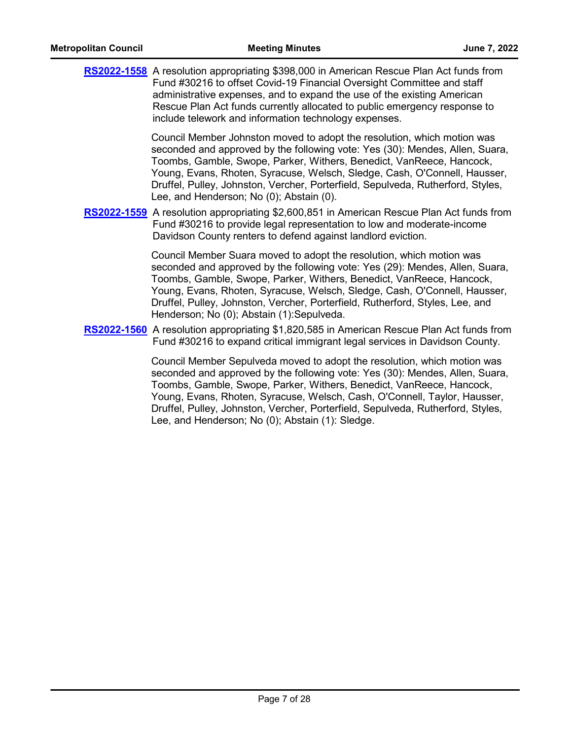**RS2022-1558** A resolution appropriating $398,000 in American Rescue Plan Act funds from Fund #30216 to offset Covid-19 Financial Oversight Committee and staff administrative expenses, and to expand the use of the existing American Rescue Plan Act funds currently allocated to public emergency response to include telework and information technology expenses.

Council Member Johnston moved to adopt the resolution, which motion was seconded and approved by the following vote: Yes (30): Mendes, Allen, Suara, Toombs, Gamble, Swope, Parker, Withers, Benedict, VanReece, Hancock, Young, Evans, Rhoten, Syracuse, Welsch, Sledge, Cash, O'Connell, Hausser, Druffel, Pulley, Johnston, Vercher, Porterfield, Sepulveda, Rutherford, Styles, Lee, and Henderson; No (0); Abstain (0).

**RS2022-1559** A resolution appropriating $2,600,851 in American Rescue Plan Act funds from Fund #30216 to provide legal representation to low and moderate-income Davidson County renters to defend against landlord eviction.

Council Member Suara moved to adopt the resolution, which motion was seconded and approved by the following vote: Yes (29): Mendes, Allen, Suara, Toombs, Gamble, Swope, Parker, Withers, Benedict, VanReece, Hancock, Young, Evans, Rhoten, Syracuse, Welsch, Sledge, Cash, O'Connell, Hausser, Druffel, Pulley, Johnston, Vercher, Porterfield, Rutherford, Styles, Lee, and Henderson; No (0); Abstain (1):Sepulveda.

**RS2022-1560** A resolution appropriating $1,820,585 in American Rescue Plan Act funds from Fund #30216 to expand critical immigrant legal services in Davidson County.

Council Member Sepulveda moved to adopt the resolution, which motion was seconded and approved by the following vote: Yes (30): Mendes, Allen, Suara, Toombs, Gamble, Swope, Parker, Withers, Benedict, VanReece, Hancock, Young, Evans, Rhoten, Syracuse, Welsch, Cash, O'Connell, Taylor, Hausser, Druffel, Pulley, Johnston, Vercher, Porterfield, Sepulveda, Rutherford, Styles, Lee, and Henderson; No (0); Abstain (1): Sledge.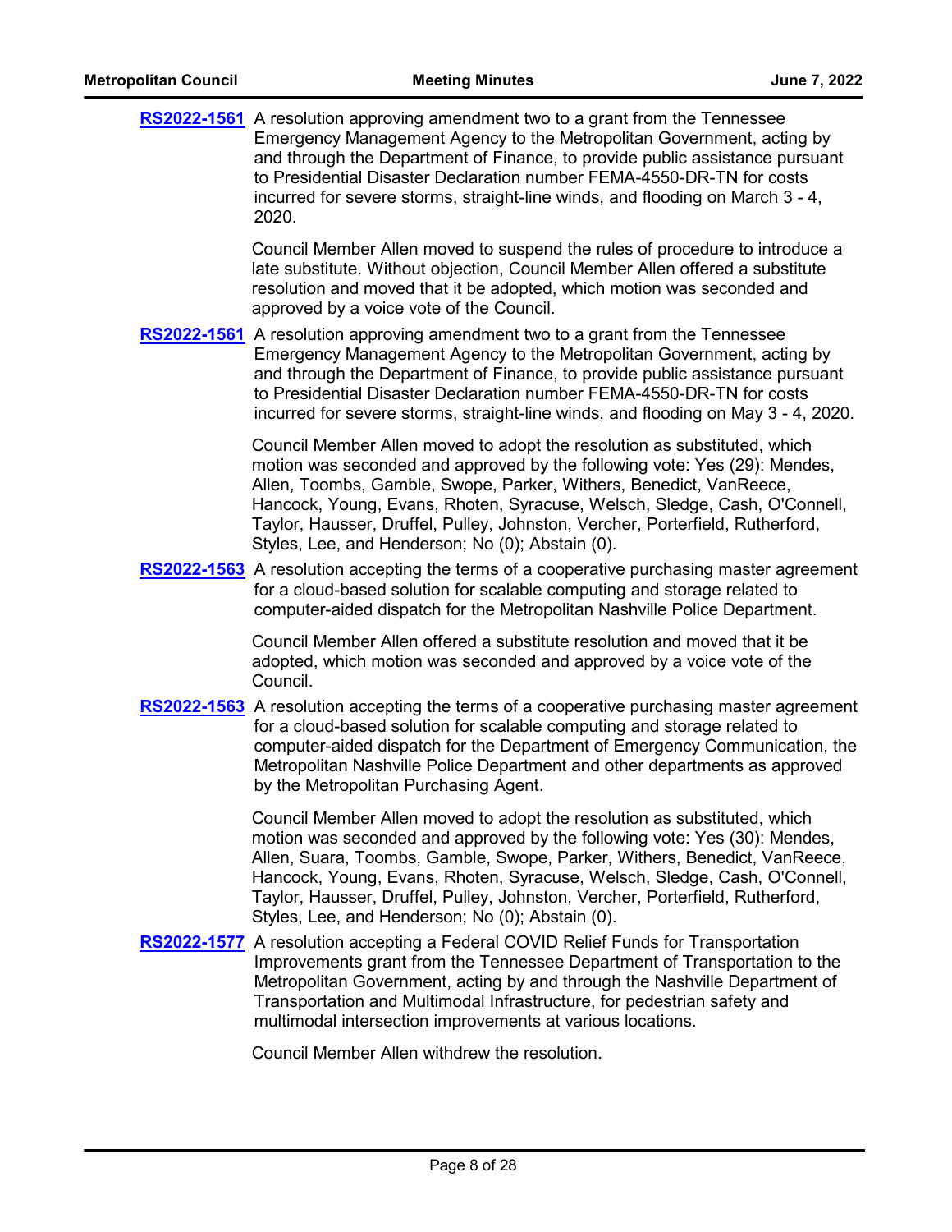**RS2022-1561** A resolution approving amendment two to a grant from the Tennessee Emergency Management Agency to the Metropolitan Government, acting by and through the Department of Finance, to provide public assistance pursuant to Presidential Disaster Declaration number FEMA-4550-DR-TN for costs incurred for severe storms, straight-line winds, and flooding on March 3 - 4, 2020.

Council Member Allen moved to suspend the rules of procedure to introduce a late substitute. Without objection, Council Member Allen offered a substitute resolution and moved that it be adopted, which motion was seconded and approved by a voice vote of the Council.

**RS2022-1561** A resolution approving amendment two to a grant from the Tennessee Emergency Management Agency to the Metropolitan Government, acting by and through the Department of Finance, to provide public assistance pursuant to Presidential Disaster Declaration number FEMA-4550-DR-TN for costs incurred for severe storms, straight-line winds, and flooding on May 3 - 4, 2020.

Council Member Allen moved to adopt the resolution as substituted, which motion was seconded and approved by the following vote: Yes (29): Mendes, Allen, Toombs, Gamble, Swope, Parker, Withers, Benedict, VanReece, Hancock, Young, Evans, Rhoten, Syracuse, Welsch, Sledge, Cash, O'Connell, Taylor, Hausser, Druffel, Pulley, Johnston, Vercher, Porterfield, Rutherford, Styles, Lee, and Henderson; No (0); Abstain (0).

**RS2022-1563** A resolution accepting the terms of a cooperative purchasing master agreement for a cloud-based solution for scalable computing and storage related to computer-aided dispatch for the Metropolitan Nashville Police Department.

Council Member Allen offered a substitute resolution and moved that it be adopted, which motion was seconded and approved by a voice vote of the Council.

**RS2022-1563** A resolution accepting the terms of a cooperative purchasing master agreement for a cloud-based solution for scalable computing and storage related to computer-aided dispatch for the Department of Emergency Communication, the Metropolitan Nashville Police Department and other departments as approved by the Metropolitan Purchasing Agent.

Council Member Allen moved to adopt the resolution as substituted, which motion was seconded and approved by the following vote: Yes (30): Mendes, Allen, Suara, Toombs, Gamble, Swope, Parker, Withers, Benedict, VanReece, Hancock, Young, Evans, Rhoten, Syracuse, Welsch, Sledge, Cash, O'Connell, Taylor, Hausser, Druffel, Pulley, Johnston, Vercher, Porterfield, Rutherford, Styles, Lee, and Henderson; No (0); Abstain (0).

**RS2022-1577** A resolution accepting a Federal COVID Relief Funds for Transportation Improvements grant from the Tennessee Department of Transportation to the Metropolitan Government, acting by and through the Nashville Department of Transportation and Multimodal Infrastructure, for pedestrian safety and multimodal intersection improvements at various locations.

Council Member Allen withdrew the resolution.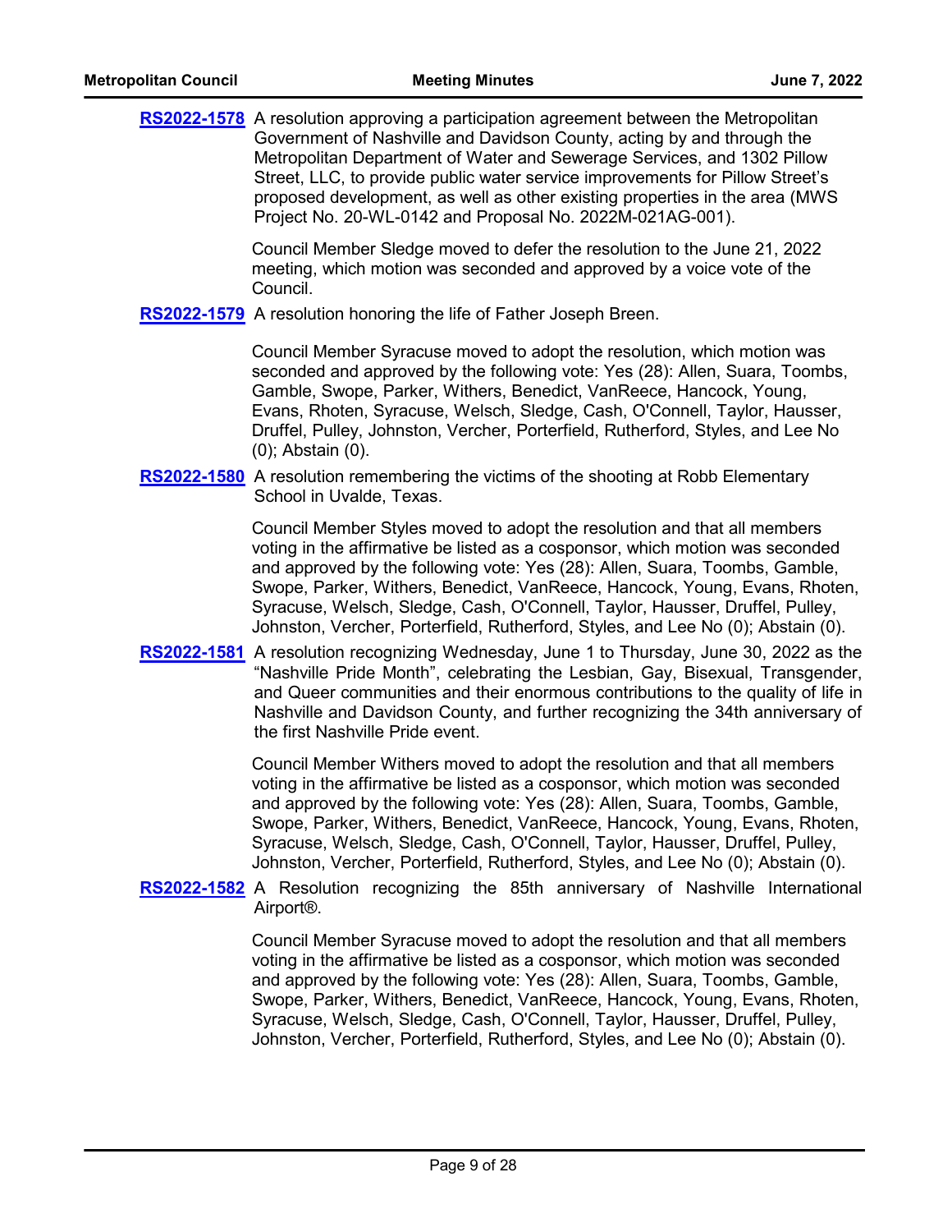**RS2022-1578** A resolution approving a participation agreement between the Metropolitan Government of Nashville and Davidson County, acting by and through the Metropolitan Department of Water and Sewerage Services, and 1302 Pillow Street, LLC, to provide public water service improvements for Pillow Street's proposed development, as well as other existing properties in the area (MWS Project No. 20-WL-0142 and Proposal No. 2022M-021AG-001).

Council Member Sledge moved to defer the resolution to the June 21, 2022 meeting, which motion was seconded and approved by a voice vote of the Council.

**RS2022-1579** A resolution honoring the life of Father Joseph Breen.

Council Member Syracuse moved to adopt the resolution, which motion was seconded and approved by the following vote: Yes (28): Allen, Suara, Toombs, Gamble, Swope, Parker, Withers, Benedict, VanReece, Hancock, Young, Evans, Rhoten, Syracuse, Welsch, Sledge, Cash, O'Connell, Taylor, Hausser, Druffel, Pulley, Johnston, Vercher, Porterfield, Rutherford, Styles, and Lee No (0); Abstain (0).

**RS2022-1580** A resolution remembering the victims of the shooting at Robb Elementary School in Uvalde, Texas.

Council Member Styles moved to adopt the resolution and that all members voting in the affirmative be listed as a cosponsor, which motion was seconded and approved by the following vote: Yes (28): Allen, Suara, Toombs, Gamble, Swope, Parker, Withers, Benedict, VanReece, Hancock, Young, Evans, Rhoten, Syracuse, Welsch, Sledge, Cash, O'Connell, Taylor, Hausser, Druffel, Pulley, Johnston, Vercher, Porterfield, Rutherford, Styles, and Lee No (0); Abstain (0).

**RS2022-1581** A resolution recognizing Wednesday, June 1 to Thursday, June 30, 2022 as the "Nashville Pride Month", celebrating the Lesbian, Gay, Bisexual, Transgender, and Queer communities and their enormous contributions to the quality of life in Nashville and Davidson County, and further recognizing the 34th anniversary of the first Nashville Pride event.

Council Member Withers moved to adopt the resolution and that all members voting in the affirmative be listed as a cosponsor, which motion was seconded and approved by the following vote: Yes (28): Allen, Suara, Toombs, Gamble, Swope, Parker, Withers, Benedict, VanReece, Hancock, Young, Evans, Rhoten, Syracuse, Welsch, Sledge, Cash, O'Connell, Taylor, Hausser, Druffel, Pulley, Johnston, Vercher, Porterfield, Rutherford, Styles, and Lee No (0); Abstain (0).

**RS2022-1582** A Resolution recognizing the 85th anniversary of Nashville International Airport®.

Council Member Syracuse moved to adopt the resolution and that all members voting in the affirmative be listed as a cosponsor, which motion was seconded and approved by the following vote: Yes (28): Allen, Suara, Toombs, Gamble, Swope, Parker, Withers, Benedict, VanReece, Hancock, Young, Evans, Rhoten, Syracuse, Welsch, Sledge, Cash, O'Connell, Taylor, Hausser, Druffel, Pulley, Johnston, Vercher, Porterfield, Rutherford, Styles, and Lee No (0); Abstain (0).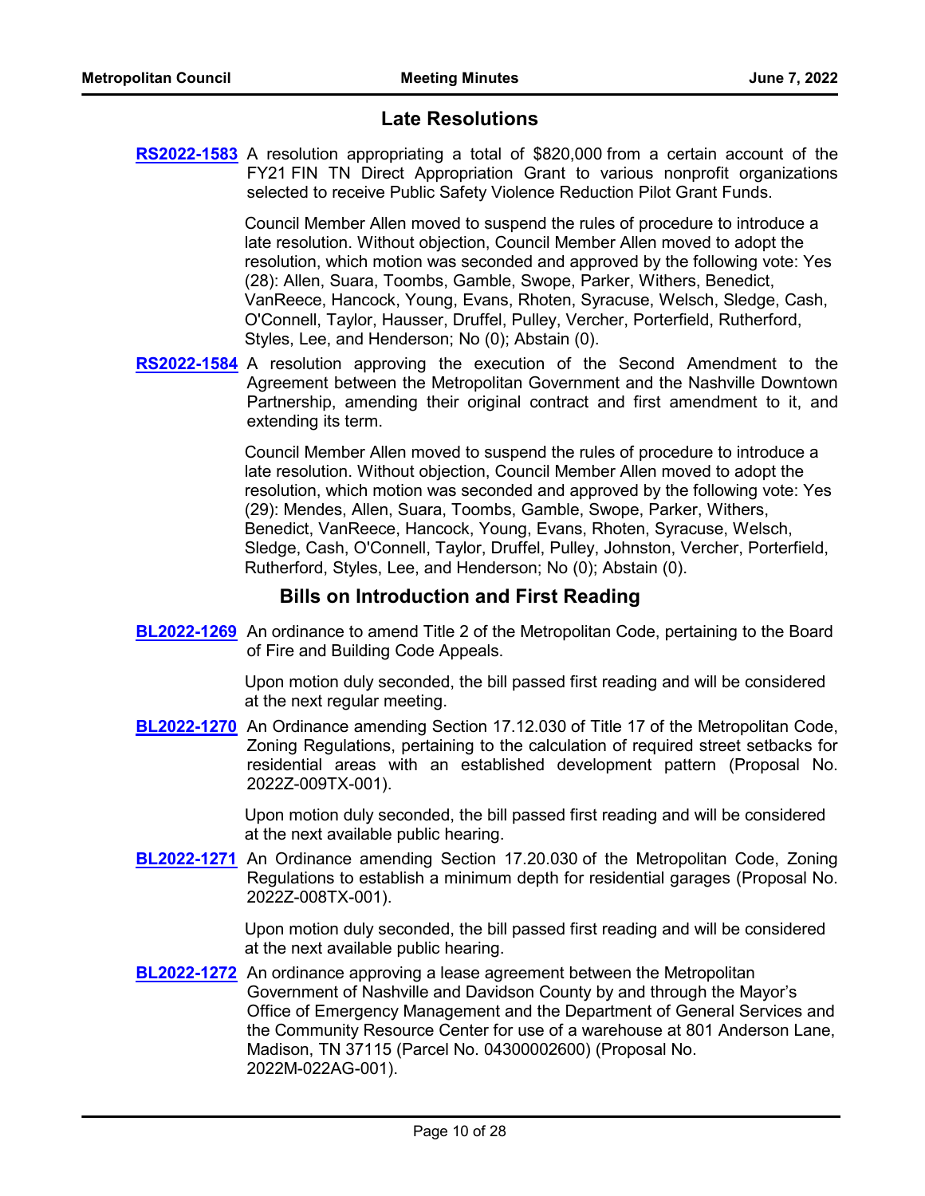## Late Resolutions

**RS2022-1583** A resolution appropriating a total of $820,000 from a certain account of the FY21 FIN TN Direct Appropriation Grant to various nonprofit organizations selected to receive Public Safety Violence Reduction Pilot Grant Funds.

Council Member Allen moved to suspend the rules of procedure to introduce a late resolution. Without objection, Council Member Allen moved to adopt the resolution, which motion was seconded and approved by the following vote: Yes (28): Allen, Suara, Toombs, Gamble, Swope, Parker, Withers, Benedict, VanReece, Hancock, Young, Evans, Rhoten, Syracuse, Welsch, Sledge, Cash, O'Connell, Taylor, Hausser, Druffel, Pulley, Vercher, Porterfield, Rutherford, Styles, Lee, and Henderson; No (0); Abstain (0).

**RS2022-1584** A resolution approving the execution of the Second Amendment to the Agreement between the Metropolitan Government and the Nashville Downtown Partnership, amending their original contract and first amendment to it, and extending its term.

Council Member Allen moved to suspend the rules of procedure to introduce a late resolution. Without objection, Council Member Allen moved to adopt the resolution, which motion was seconded and approved by the following vote: Yes (29): Mendes, Allen, Suara, Toombs, Gamble, Swope, Parker, Withers, Benedict, VanReece, Hancock, Young, Evans, Rhoten, Syracuse, Welsch, Sledge, Cash, O'Connell, Taylor, Druffel, Pulley, Johnston, Vercher, Porterfield, Rutherford, Styles, Lee, and Henderson; No (0); Abstain (0).

## Bills on Introduction and First Reading

**BL2022-1269** An ordinance to amend Title 2 of the Metropolitan Code, pertaining to the Board of Fire and Building Code Appeals.

Upon motion duly seconded, the bill passed first reading and will be considered at the next regular meeting.

**BL2022-1270** An Ordinance amending Section 17.12.030 of Title 17 of the Metropolitan Code, Zoning Regulations, pertaining to the calculation of required street setbacks for residential areas with an established development pattern (Proposal No. 2022Z-009TX-001).

Upon motion duly seconded, the bill passed first reading and will be considered at the next available public hearing.

**BL2022-1271** An Ordinance amending Section 17.20.030 of the Metropolitan Code, Zoning Regulations to establish a minimum depth for residential garages (Proposal No. 2022Z-008TX-001).

Upon motion duly seconded, the bill passed first reading and will be considered at the next available public hearing.

**BL2022-1272** An ordinance approving a lease agreement between the Metropolitan Government of Nashville and Davidson County by and through the Mayor's Office of Emergency Management and the Department of General Services and the Community Resource Center for use of a warehouse at 801 Anderson Lane, Madison, TN 37115 (Parcel No. 04300002600) (Proposal No. 2022M-022AG-001).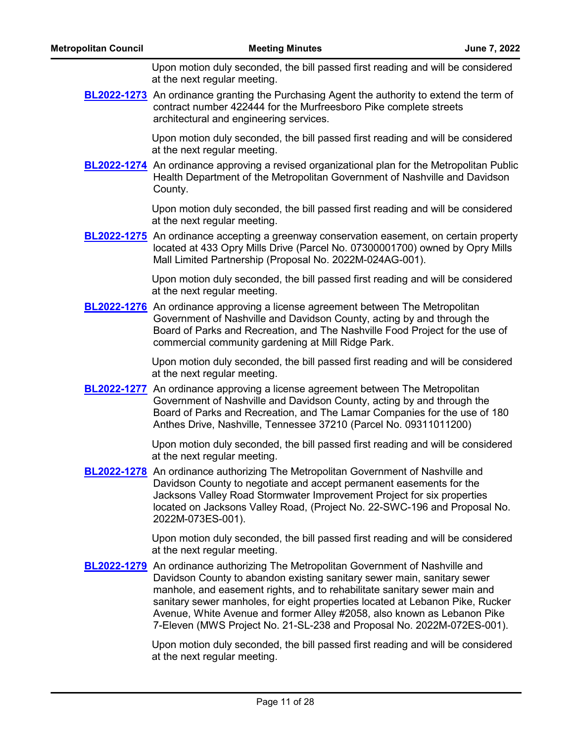Upon motion duly seconded, the bill passed first reading and will be considered at the next regular meeting.

**BL2022-1273** An ordinance granting the Purchasing Agent the authority to extend the term of contract number 422444 for the Murfreesboro Pike complete streets architectural and engineering services.

Upon motion duly seconded, the bill passed first reading and will be considered at the next regular meeting.

**BL2022-1274** An ordinance approving a revised organizational plan for the Metropolitan Public Health Department of the Metropolitan Government of Nashville and Davidson County.

Upon motion duly seconded, the bill passed first reading and will be considered at the next regular meeting.

**BL2022-1275** An ordinance accepting a greenway conservation easement, on certain property located at 433 Opry Mills Drive (Parcel No. 07300001700) owned by Opry Mills Mall Limited Partnership (Proposal No. 2022M-024AG-001).

Upon motion duly seconded, the bill passed first reading and will be considered at the next regular meeting.

**BL2022-1276** An ordinance approving a license agreement between The Metropolitan Government of Nashville and Davidson County, acting by and through the Board of Parks and Recreation, and The Nashville Food Project for the use of commercial community gardening at Mill Ridge Park.

Upon motion duly seconded, the bill passed first reading and will be considered at the next regular meeting.

**BL2022-1277** An ordinance approving a license agreement between The Metropolitan Government of Nashville and Davidson County, acting by and through the Board of Parks and Recreation, and The Lamar Companies for the use of 180 Anthes Drive, Nashville, Tennessee 37210 (Parcel No. 09311011200)

Upon motion duly seconded, the bill passed first reading and will be considered at the next regular meeting.

**BL2022-1278** An ordinance authorizing The Metropolitan Government of Nashville and Davidson County to negotiate and accept permanent easements for the Jacksons Valley Road Stormwater Improvement Project for six properties located on Jacksons Valley Road, (Project No. 22-SWC-196 and Proposal No. 2022M-073ES-001).

Upon motion duly seconded, the bill passed first reading and will be considered at the next regular meeting.

**BL2022-1279** An ordinance authorizing The Metropolitan Government of Nashville and Davidson County to abandon existing sanitary sewer main, sanitary sewer manhole, and easement rights, and to rehabilitate sanitary sewer main and sanitary sewer manholes, for eight properties located at Lebanon Pike, Rucker Avenue, White Avenue and former Alley #2058, also known as Lebanon Pike 7-Eleven (MWS Project No. 21-SL-238 and Proposal No. 2022M-072ES-001).

Upon motion duly seconded, the bill passed first reading and will be considered at the next regular meeting.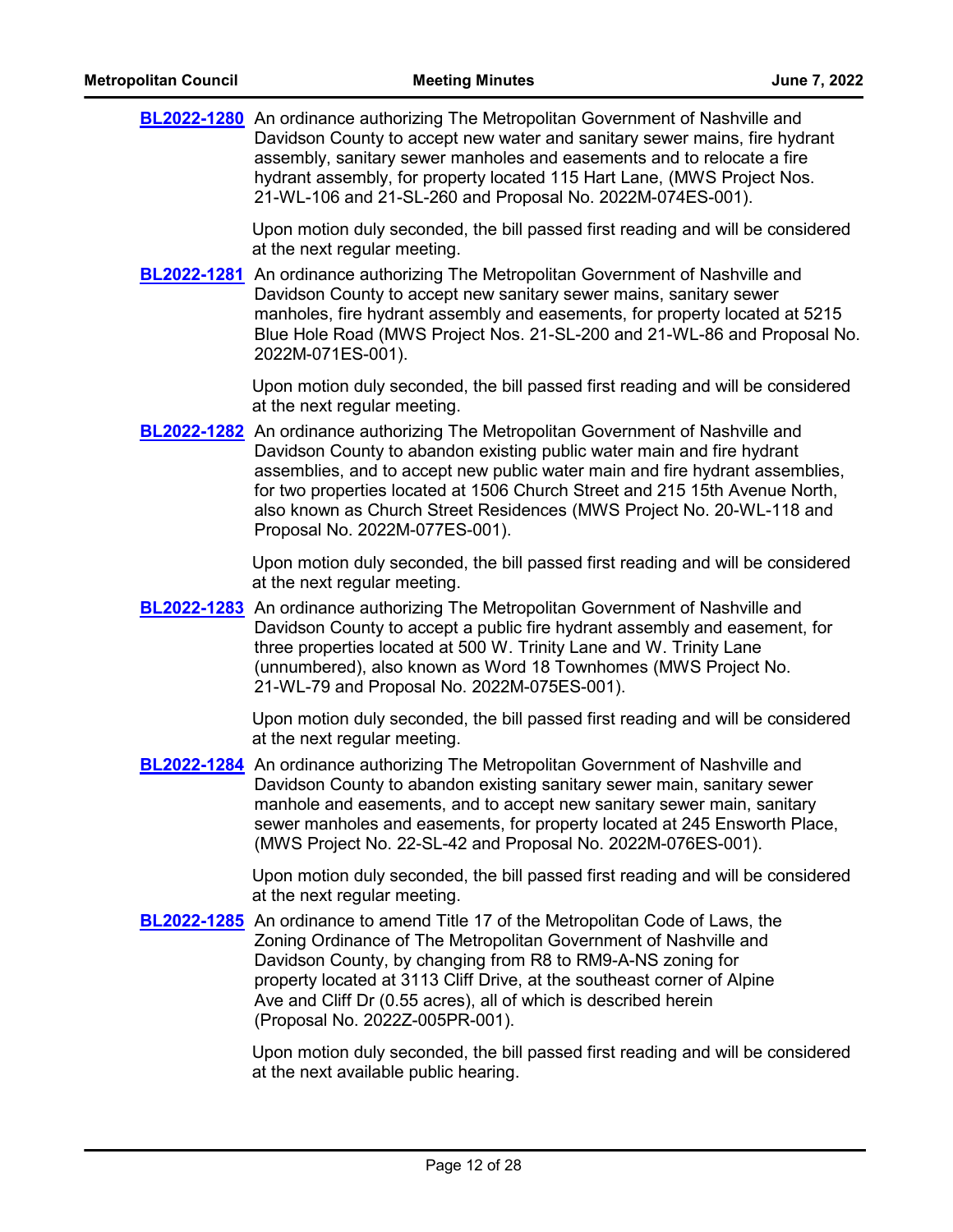**BL2022-1280** An ordinance authorizing The Metropolitan Government of Nashville and Davidson County to accept new water and sanitary sewer mains, fire hydrant assembly, sanitary sewer manholes and easements and to relocate a fire hydrant assembly, for property located 115 Hart Lane, (MWS Project Nos. 21-WL-106 and 21-SL-260 and Proposal No. 2022M-074ES-001).

Upon motion duly seconded, the bill passed first reading and will be considered at the next regular meeting.

**BL2022-1281** An ordinance authorizing The Metropolitan Government of Nashville and Davidson County to accept new sanitary sewer mains, sanitary sewer manholes, fire hydrant assembly and easements, for property located at 5215 Blue Hole Road (MWS Project Nos. 21-SL-200 and 21-WL-86 and Proposal No. 2022M-071ES-001).

Upon motion duly seconded, the bill passed first reading and will be considered at the next regular meeting.

**BL2022-1282** An ordinance authorizing The Metropolitan Government of Nashville and Davidson County to abandon existing public water main and fire hydrant assemblies, and to accept new public water main and fire hydrant assemblies, for two properties located at 1506 Church Street and 215 15th Avenue North, also known as Church Street Residences (MWS Project No. 20-WL-118 and Proposal No. 2022M-077ES-001).

Upon motion duly seconded, the bill passed first reading and will be considered at the next regular meeting.

**BL2022-1283** An ordinance authorizing The Metropolitan Government of Nashville and Davidson County to accept a public fire hydrant assembly and easement, for three properties located at 500 W. Trinity Lane and W. Trinity Lane (unnumbered), also known as Word 18 Townhomes (MWS Project No. 21-WL-79 and Proposal No. 2022M-075ES-001).

Upon motion duly seconded, the bill passed first reading and will be considered at the next regular meeting.

**BL2022-1284** An ordinance authorizing The Metropolitan Government of Nashville and Davidson County to abandon existing sanitary sewer main, sanitary sewer manhole and easements, and to accept new sanitary sewer main, sanitary sewer manholes and easements, for property located at 245 Ensworth Place, (MWS Project No. 22-SL-42 and Proposal No. 2022M-076ES-001).

Upon motion duly seconded, the bill passed first reading and will be considered at the next regular meeting.

**BL2022-1285** An ordinance to amend Title 17 of the Metropolitan Code of Laws, the Zoning Ordinance of The Metropolitan Government of Nashville and Davidson County, by changing from R8 to RM9-A-NS zoning for property located at 3113 Cliff Drive, at the southeast corner of Alpine Ave and Cliff Dr (0.55 acres), all of which is described herein (Proposal No. 2022Z-005PR-001).

Upon motion duly seconded, the bill passed first reading and will be considered at the next available public hearing.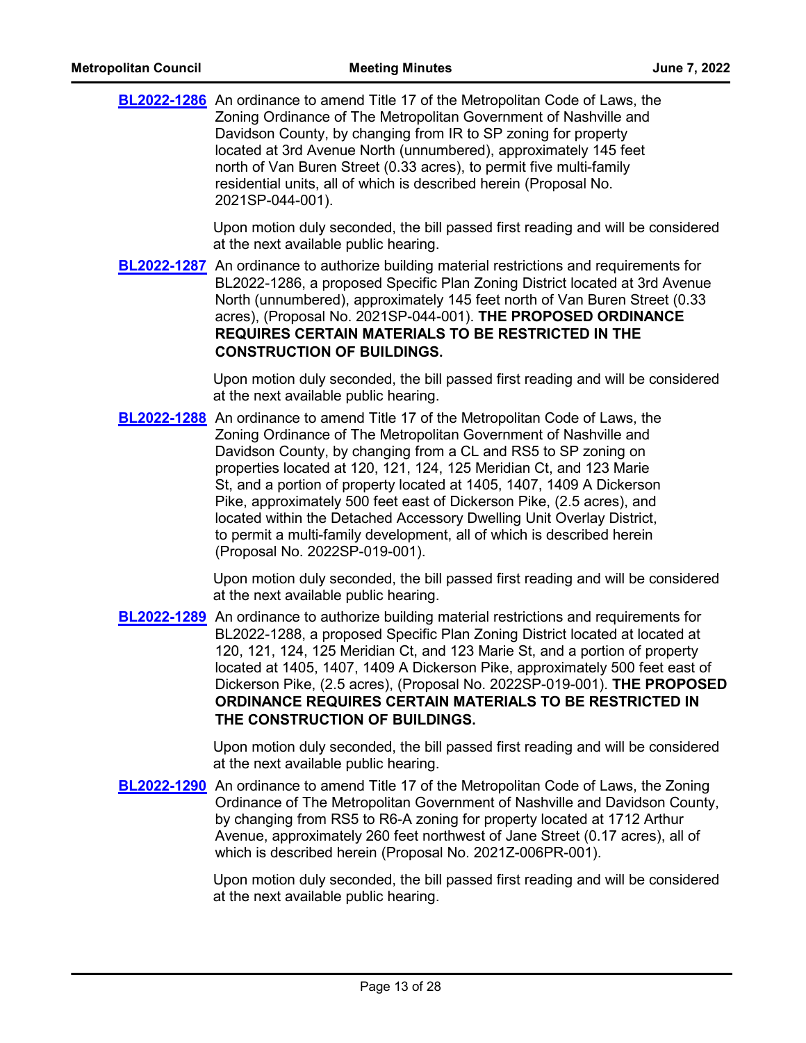**BL2022-1286** An ordinance to amend Title 17 of the Metropolitan Code of Laws, the Zoning Ordinance of The Metropolitan Government of Nashville and Davidson County, by changing from IR to SP zoning for property located at 3rd Avenue North (unnumbered), approximately 145 feet north of Van Buren Street (0.33 acres), to permit five multi-family residential units, all of which is described herein (Proposal No. 2021SP-044-001).

Upon motion duly seconded, the bill passed first reading and will be considered at the next available public hearing.

**BL2022-1287** An ordinance to authorize building material restrictions and requirements for BL2022-1286, a proposed Specific Plan Zoning District located at 3rd Avenue North (unnumbered), approximately 145 feet north of Van Buren Street (0.33 acres), (Proposal No. 2021SP-044-001). **THE PROPOSED ORDINANCE REQUIRES CERTAIN MATERIALS TO BE RESTRICTED IN THE CONSTRUCTION OF BUILDINGS.**

Upon motion duly seconded, the bill passed first reading and will be considered at the next available public hearing.

**BL2022-1288** An ordinance to amend Title 17 of the Metropolitan Code of Laws, the Zoning Ordinance of The Metropolitan Government of Nashville and Davidson County, by changing from a CL and RS5 to SP zoning on properties located at 120, 121, 124, 125 Meridian Ct, and 123 Marie St, and a portion of property located at 1405, 1407, 1409 A Dickerson Pike, approximately 500 feet east of Dickerson Pike, (2.5 acres), and located within the Detached Accessory Dwelling Unit Overlay District, to permit a multi-family development, all of which is described herein (Proposal No. 2022SP-019-001).

Upon motion duly seconded, the bill passed first reading and will be considered at the next available public hearing.

**BL2022-1289** An ordinance to authorize building material restrictions and requirements for BL2022-1288, a proposed Specific Plan Zoning District located at located at 120, 121, 124, 125 Meridian Ct, and 123 Marie St, and a portion of property located at 1405, 1407, 1409 A Dickerson Pike, approximately 500 feet east of Dickerson Pike, (2.5 acres), (Proposal No. 2022SP-019-001). **THE PROPOSED ORDINANCE REQUIRES CERTAIN MATERIALS TO BE RESTRICTED IN THE CONSTRUCTION OF BUILDINGS.**

Upon motion duly seconded, the bill passed first reading and will be considered at the next available public hearing.

**BL2022-1290** An ordinance to amend Title 17 of the Metropolitan Code of Laws, the Zoning Ordinance of The Metropolitan Government of Nashville and Davidson County, by changing from RS5 to R6-A zoning for property located at 1712 Arthur Avenue, approximately 260 feet northwest of Jane Street (0.17 acres), all of which is described herein (Proposal No. 2021Z-006PR-001).

Upon motion duly seconded, the bill passed first reading and will be considered at the next available public hearing.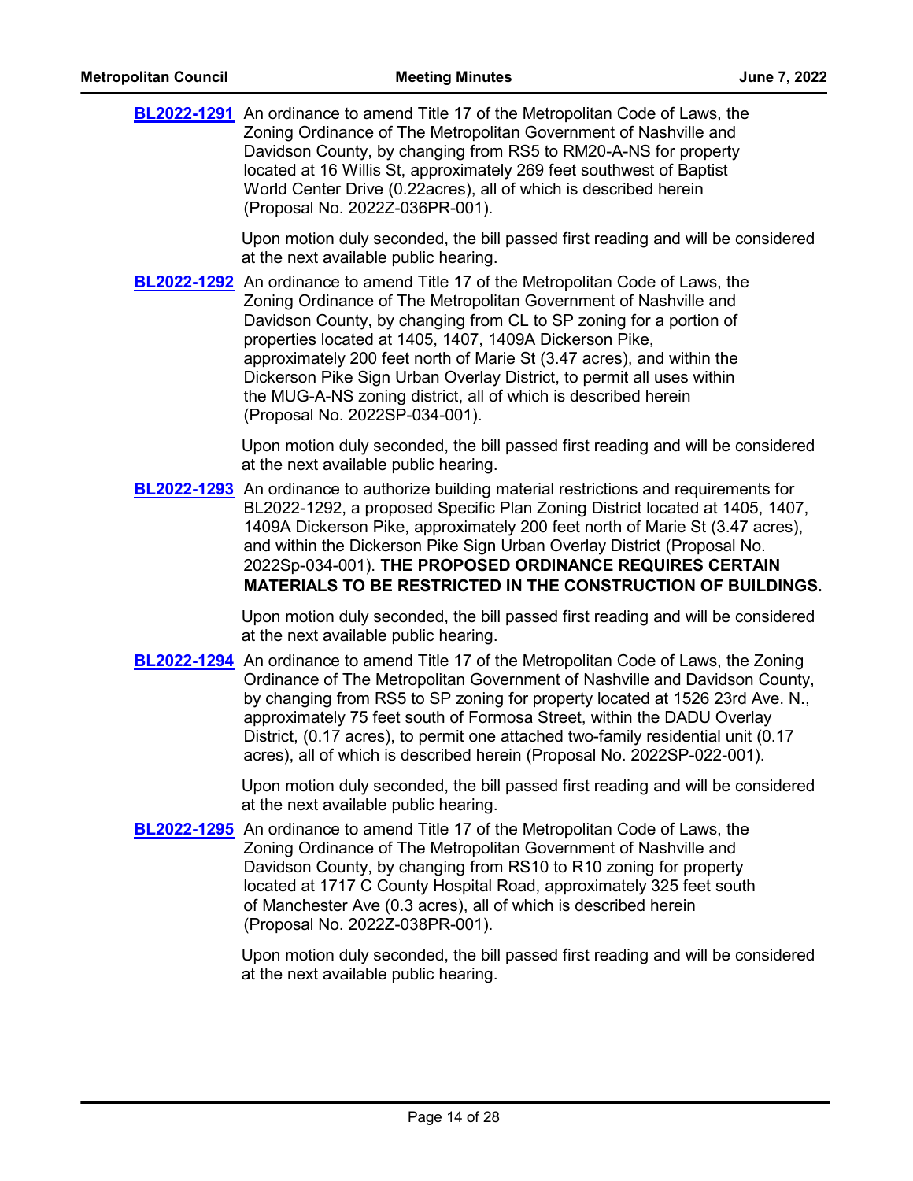**BL2022-1291** An ordinance to amend Title 17 of the Metropolitan Code of Laws, the Zoning Ordinance of The Metropolitan Government of Nashville and Davidson County, by changing from RS5 to RM20-A-NS for property located at 16 Willis St, approximately 269 feet southwest of Baptist World Center Drive (0.22acres), all of which is described herein (Proposal No. 2022Z-036PR-001).

Upon motion duly seconded, the bill passed first reading and will be considered at the next available public hearing.

**BL2022-1292** An ordinance to amend Title 17 of the Metropolitan Code of Laws, the Zoning Ordinance of The Metropolitan Government of Nashville and Davidson County, by changing from CL to SP zoning for a portion of properties located at 1405, 1407, 1409A Dickerson Pike, approximately 200 feet north of Marie St (3.47 acres), and within the Dickerson Pike Sign Urban Overlay District, to permit all uses within the MUG-A-NS zoning district, all of which is described herein (Proposal No. 2022SP-034-001).

Upon motion duly seconded, the bill passed first reading and will be considered at the next available public hearing.

**BL2022-1293** An ordinance to authorize building material restrictions and requirements for BL2022-1292, a proposed Specific Plan Zoning District located at 1405, 1407, 1409A Dickerson Pike, approximately 200 feet north of Marie St (3.47 acres), and within the Dickerson Pike Sign Urban Overlay District (Proposal No. 2022Sp-034-001). **THE PROPOSED ORDINANCE REQUIRES CERTAIN MATERIALS TO BE RESTRICTED IN THE CONSTRUCTION OF BUILDINGS.**

Upon motion duly seconded, the bill passed first reading and will be considered at the next available public hearing.

**BL2022-1294** An ordinance to amend Title 17 of the Metropolitan Code of Laws, the Zoning Ordinance of The Metropolitan Government of Nashville and Davidson County, by changing from RS5 to SP zoning for property located at 1526 23rd Ave. N., approximately 75 feet south of Formosa Street, within the DADU Overlay District, (0.17 acres), to permit one attached two-family residential unit (0.17 acres), all of which is described herein (Proposal No. 2022SP-022-001).

Upon motion duly seconded, the bill passed first reading and will be considered at the next available public hearing.

**BL2022-1295** An ordinance to amend Title 17 of the Metropolitan Code of Laws, the Zoning Ordinance of The Metropolitan Government of Nashville and Davidson County, by changing from RS10 to R10 zoning for property located at 1717 C County Hospital Road, approximately 325 feet south of Manchester Ave (0.3 acres), all of which is described herein (Proposal No. 2022Z-038PR-001).

Upon motion duly seconded, the bill passed first reading and will be considered at the next available public hearing.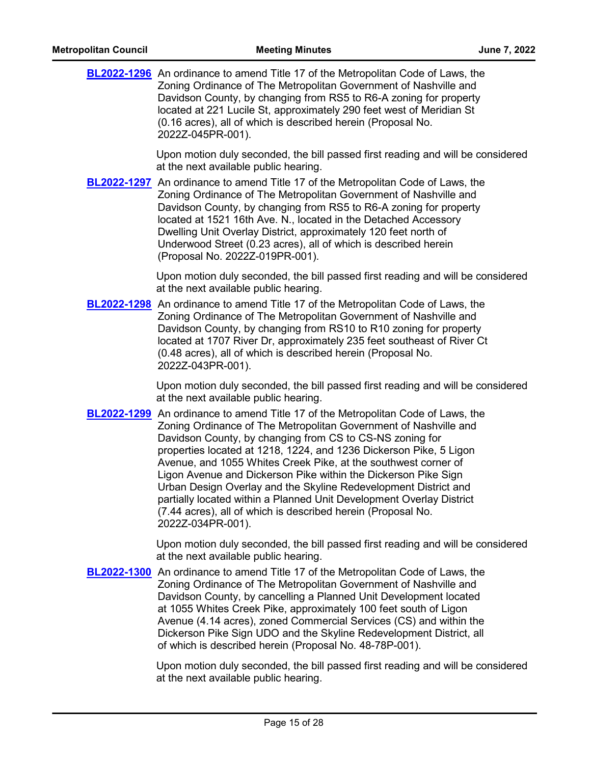**BL2022-1296** An ordinance to amend Title 17 of the Metropolitan Code of Laws, the Zoning Ordinance of The Metropolitan Government of Nashville and Davidson County, by changing from RS5 to R6-A zoning for property located at 221 Lucile St, approximately 290 feet west of Meridian St (0.16 acres), all of which is described herein (Proposal No. 2022Z-045PR-001).

Upon motion duly seconded, the bill passed first reading and will be considered at the next available public hearing.

**BL2022-1297** An ordinance to amend Title 17 of the Metropolitan Code of Laws, the Zoning Ordinance of The Metropolitan Government of Nashville and Davidson County, by changing from RS5 to R6-A zoning for property located at 1521 16th Ave. N., located in the Detached Accessory Dwelling Unit Overlay District, approximately 120 feet north of Underwood Street (0.23 acres), all of which is described herein (Proposal No. 2022Z-019PR-001).

Upon motion duly seconded, the bill passed first reading and will be considered at the next available public hearing.

**BL2022-1298** An ordinance to amend Title 17 of the Metropolitan Code of Laws, the Zoning Ordinance of The Metropolitan Government of Nashville and Davidson County, by changing from RS10 to R10 zoning for property located at 1707 River Dr, approximately 235 feet southeast of River Ct (0.48 acres), all of which is described herein (Proposal No. 2022Z-043PR-001).

Upon motion duly seconded, the bill passed first reading and will be considered at the next available public hearing.

**BL2022-1299** An ordinance to amend Title 17 of the Metropolitan Code of Laws, the Zoning Ordinance of The Metropolitan Government of Nashville and Davidson County, by changing from CS to CS-NS zoning for properties located at 1218, 1224, and 1236 Dickerson Pike, 5 Ligon Avenue, and 1055 Whites Creek Pike, at the southwest corner of Ligon Avenue and Dickerson Pike within the Dickerson Pike Sign Urban Design Overlay and the Skyline Redevelopment District and partially located within a Planned Unit Development Overlay District (7.44 acres), all of which is described herein (Proposal No. 2022Z-034PR-001).

Upon motion duly seconded, the bill passed first reading and will be considered at the next available public hearing.

**BL2022-1300** An ordinance to amend Title 17 of the Metropolitan Code of Laws, the Zoning Ordinance of The Metropolitan Government of Nashville and Davidson County, by cancelling a Planned Unit Development located at 1055 Whites Creek Pike, approximately 100 feet south of Ligon Avenue (4.14 acres), zoned Commercial Services (CS) and within the Dickerson Pike Sign UDO and the Skyline Redevelopment District, all of which is described herein (Proposal No. 48-78P-001).

Upon motion duly seconded, the bill passed first reading and will be considered at the next available public hearing.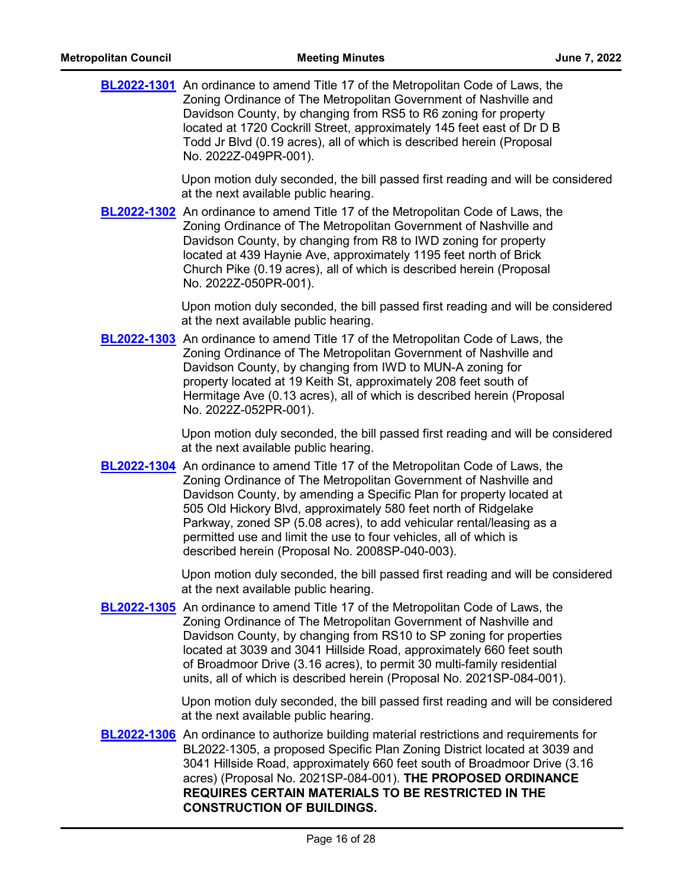**BL2022-1301** An ordinance to amend Title 17 of the Metropolitan Code of Laws, the Zoning Ordinance of The Metropolitan Government of Nashville and Davidson County, by changing from RS5 to R6 zoning for property located at 1720 Cockrill Street, approximately 145 feet east of Dr D B Todd Jr Blvd (0.19 acres), all of which is described herein (Proposal No. 2022Z-049PR-001).

Upon motion duly seconded, the bill passed first reading and will be considered at the next available public hearing.

**BL2022-1302** An ordinance to amend Title 17 of the Metropolitan Code of Laws, the Zoning Ordinance of The Metropolitan Government of Nashville and Davidson County, by changing from R8 to IWD zoning for property located at 439 Haynie Ave, approximately 1195 feet north of Brick Church Pike (0.19 acres), all of which is described herein (Proposal No. 2022Z-050PR-001).

Upon motion duly seconded, the bill passed first reading and will be considered at the next available public hearing.

**BL2022-1303** An ordinance to amend Title 17 of the Metropolitan Code of Laws, the Zoning Ordinance of The Metropolitan Government of Nashville and Davidson County, by changing from IWD to MUN-A zoning for property located at 19 Keith St, approximately 208 feet south of Hermitage Ave (0.13 acres), all of which is described herein (Proposal No. 2022Z-052PR-001).

Upon motion duly seconded, the bill passed first reading and will be considered at the next available public hearing.

**BL2022-1304** An ordinance to amend Title 17 of the Metropolitan Code of Laws, the Zoning Ordinance of The Metropolitan Government of Nashville and Davidson County, by amending a Specific Plan for property located at 505 Old Hickory Blvd, approximately 580 feet north of Ridgelake Parkway, zoned SP (5.08 acres), to add vehicular rental/leasing as a permitted use and limit the use to four vehicles, all of which is described herein (Proposal No. 2008SP-040-003).

Upon motion duly seconded, the bill passed first reading and will be considered at the next available public hearing.

**BL2022-1305** An ordinance to amend Title 17 of the Metropolitan Code of Laws, the Zoning Ordinance of The Metropolitan Government of Nashville and Davidson County, by changing from RS10 to SP zoning for properties located at 3039 and 3041 Hillside Road, approximately 660 feet south of Broadmoor Drive (3.16 acres), to permit 30 multi-family residential units, all of which is described herein (Proposal No. 2021SP-084-001).

Upon motion duly seconded, the bill passed first reading and will be considered at the next available public hearing.

**BL2022-1306** An ordinance to authorize building material restrictions and requirements for BL2022-1305, a proposed Specific Plan Zoning District located at 3039 and 3041 Hillside Road, approximately 660 feet south of Broadmoor Drive (3.16 acres) (Proposal No. 2021SP-084-001). **THE PROPOSED ORDINANCE REQUIRES CERTAIN MATERIALS TO BE RESTRICTED IN THE CONSTRUCTION OF BUILDINGS.**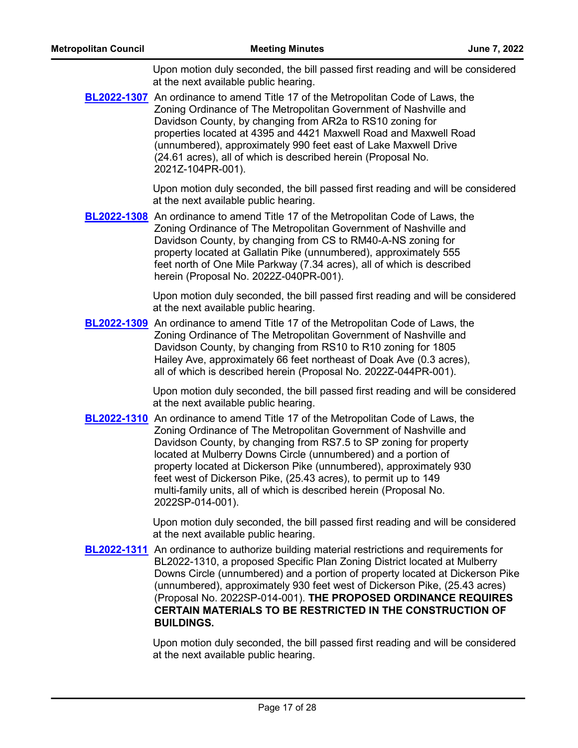Upon motion duly seconded, the bill passed first reading and will be considered at the next available public hearing.

**BL2022-1307** An ordinance to amend Title 17 of the Metropolitan Code of Laws, the Zoning Ordinance of The Metropolitan Government of Nashville and Davidson County, by changing from AR2a to RS10 zoning for properties located at 4395 and 4421 Maxwell Road and Maxwell Road (unnumbered), approximately 990 feet east of Lake Maxwell Drive (24.61 acres), all of which is described herein (Proposal No. 2021Z-104PR-001).

Upon motion duly seconded, the bill passed first reading and will be considered at the next available public hearing.

**BL2022-1308** An ordinance to amend Title 17 of the Metropolitan Code of Laws, the Zoning Ordinance of The Metropolitan Government of Nashville and Davidson County, by changing from CS to RM40-A-NS zoning for property located at Gallatin Pike (unnumbered), approximately 555 feet north of One Mile Parkway (7.34 acres), all of which is described herein (Proposal No. 2022Z-040PR-001).

Upon motion duly seconded, the bill passed first reading and will be considered at the next available public hearing.

**BL2022-1309** An ordinance to amend Title 17 of the Metropolitan Code of Laws, the Zoning Ordinance of The Metropolitan Government of Nashville and Davidson County, by changing from RS10 to R10 zoning for 1805 Hailey Ave, approximately 66 feet northeast of Doak Ave (0.3 acres), all of which is described herein (Proposal No. 2022Z-044PR-001).

Upon motion duly seconded, the bill passed first reading and will be considered at the next available public hearing.

**BL2022-1310** An ordinance to amend Title 17 of the Metropolitan Code of Laws, the Zoning Ordinance of The Metropolitan Government of Nashville and Davidson County, by changing from RS7.5 to SP zoning for property located at Mulberry Downs Circle (unnumbered) and a portion of property located at Dickerson Pike (unnumbered), approximately 930 feet west of Dickerson Pike, (25.43 acres), to permit up to 149 multi-family units, all of which is described herein (Proposal No. 2022SP-014-001).

Upon motion duly seconded, the bill passed first reading and will be considered at the next available public hearing.

**BL2022-1311** An ordinance to authorize building material restrictions and requirements for BL2022-1310, a proposed Specific Plan Zoning District located at Mulberry Downs Circle (unnumbered) and a portion of property located at Dickerson Pike (unnumbered), approximately 930 feet west of Dickerson Pike, (25.43 acres) (Proposal No. 2022SP-014-001). **THE PROPOSED ORDINANCE REQUIRES CERTAIN MATERIALS TO BE RESTRICTED IN THE CONSTRUCTION OF BUILDINGS.**

Upon motion duly seconded, the bill passed first reading and will be considered at the next available public hearing.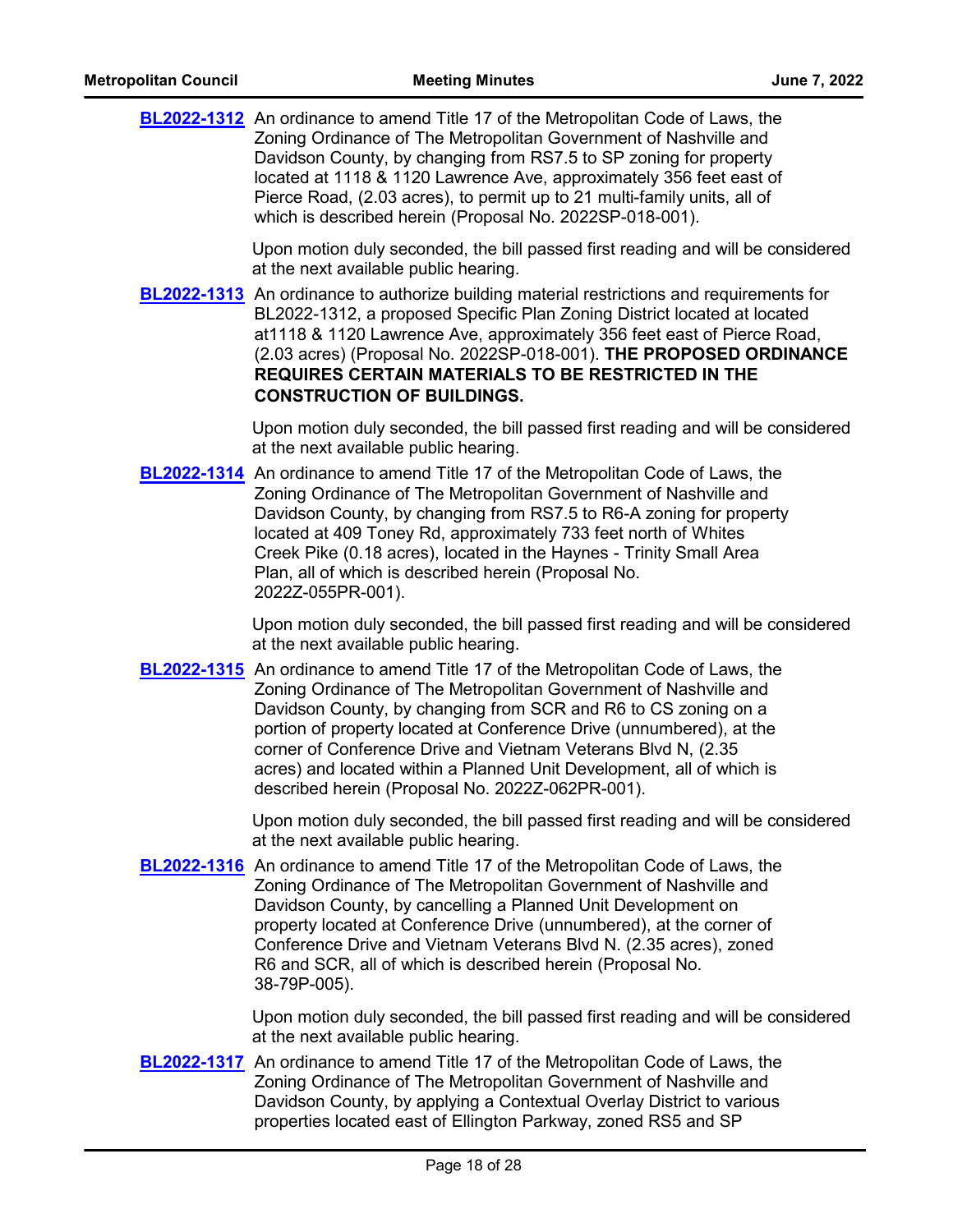**BL2022-1312** An ordinance to amend Title 17 of the Metropolitan Code of Laws, the Zoning Ordinance of The Metropolitan Government of Nashville and Davidson County, by changing from RS7.5 to SP zoning for property located at 1118 & 1120 Lawrence Ave, approximately 356 feet east of Pierce Road, (2.03 acres), to permit up to 21 multi-family units, all of which is described herein (Proposal No. 2022SP-018-001).

Upon motion duly seconded, the bill passed first reading and will be considered at the next available public hearing.

**BL2022-1313** An ordinance to authorize building material restrictions and requirements for BL2022-1312, a proposed Specific Plan Zoning District located at located at1118 & 1120 Lawrence Ave, approximately 356 feet east of Pierce Road, (2.03 acres) (Proposal No. 2022SP-018-001). **THE PROPOSED ORDINANCE REQUIRES CERTAIN MATERIALS TO BE RESTRICTED IN THE CONSTRUCTION OF BUILDINGS.**

Upon motion duly seconded, the bill passed first reading and will be considered at the next available public hearing.

**BL2022-1314** An ordinance to amend Title 17 of the Metropolitan Code of Laws, the Zoning Ordinance of The Metropolitan Government of Nashville and Davidson County, by changing from RS7.5 to R6-A zoning for property located at 409 Toney Rd, approximately 733 feet north of Whites Creek Pike (0.18 acres), located in the Haynes - Trinity Small Area Plan, all of which is described herein (Proposal No. 2022Z-055PR-001).

Upon motion duly seconded, the bill passed first reading and will be considered at the next available public hearing.

**BL2022-1315** An ordinance to amend Title 17 of the Metropolitan Code of Laws, the Zoning Ordinance of The Metropolitan Government of Nashville and Davidson County, by changing from SCR and R6 to CS zoning on a portion of property located at Conference Drive (unnumbered), at the corner of Conference Drive and Vietnam Veterans Blvd N, (2.35 acres) and located within a Planned Unit Development, all of which is described herein (Proposal No. 2022Z-062PR-001).

Upon motion duly seconded, the bill passed first reading and will be considered at the next available public hearing.

**BL2022-1316** An ordinance to amend Title 17 of the Metropolitan Code of Laws, the Zoning Ordinance of The Metropolitan Government of Nashville and Davidson County, by cancelling a Planned Unit Development on property located at Conference Drive (unnumbered), at the corner of Conference Drive and Vietnam Veterans Blvd N. (2.35 acres), zoned R6 and SCR, all of which is described herein (Proposal No. 38-79P-005).

Upon motion duly seconded, the bill passed first reading and will be considered at the next available public hearing.

**BL2022-1317** An ordinance to amend Title 17 of the Metropolitan Code of Laws, the Zoning Ordinance of The Metropolitan Government of Nashville and Davidson County, by applying a Contextual Overlay District to various properties located east of Ellington Parkway, zoned RS5 and SP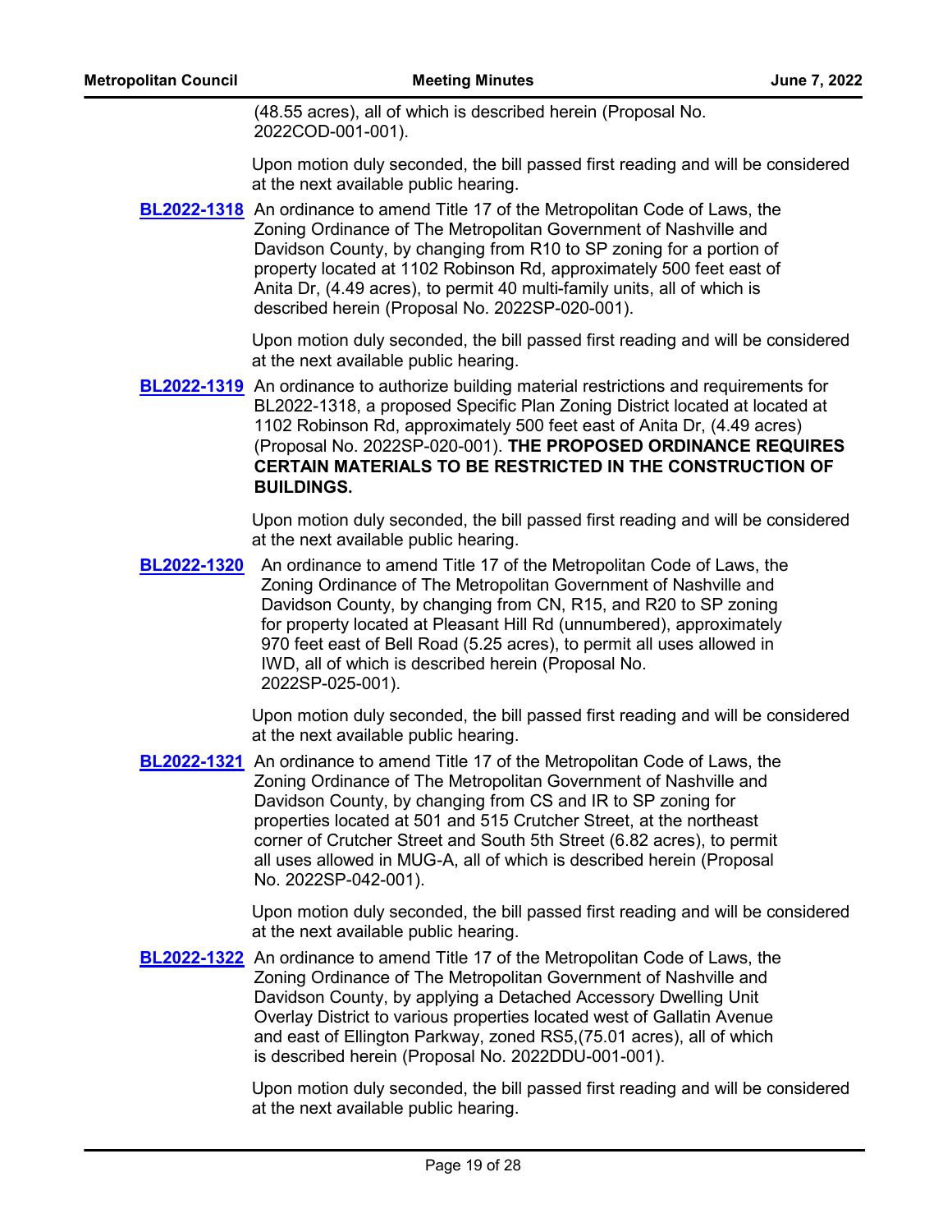(48.55 acres), all of which is described herein (Proposal No. 2022COD-001-001).

Upon motion duly seconded, the bill passed first reading and will be considered at the next available public hearing.

**BL2022-1318** An ordinance to amend Title 17 of the Metropolitan Code of Laws, the Zoning Ordinance of The Metropolitan Government of Nashville and Davidson County, by changing from R10 to SP zoning for a portion of property located at 1102 Robinson Rd, approximately 500 feet east of Anita Dr, (4.49 acres), to permit 40 multi-family units, all of which is described herein (Proposal No. 2022SP-020-001).

Upon motion duly seconded, the bill passed first reading and will be considered at the next available public hearing.

**BL2022-1319** An ordinance to authorize building material restrictions and requirements for BL2022-1318, a proposed Specific Plan Zoning District located at located at 1102 Robinson Rd, approximately 500 feet east of Anita Dr, (4.49 acres) (Proposal No. 2022SP-020-001). **THE PROPOSED ORDINANCE REQUIRES CERTAIN MATERIALS TO BE RESTRICTED IN THE CONSTRUCTION OF BUILDINGS.**

Upon motion duly seconded, the bill passed first reading and will be considered at the next available public hearing.

**BL2022-1320** An ordinance to amend Title 17 of the Metropolitan Code of Laws, the Zoning Ordinance of The Metropolitan Government of Nashville and Davidson County, by changing from CN, R15, and R20 to SP zoning for property located at Pleasant Hill Rd (unnumbered), approximately 970 feet east of Bell Road (5.25 acres), to permit all uses allowed in IWD, all of which is described herein (Proposal No. 2022SP-025-001).

Upon motion duly seconded, the bill passed first reading and will be considered at the next available public hearing.

**BL2022-1321** An ordinance to amend Title 17 of the Metropolitan Code of Laws, the Zoning Ordinance of The Metropolitan Government of Nashville and Davidson County, by changing from CS and IR to SP zoning for properties located at 501 and 515 Crutcher Street, at the northeast corner of Crutcher Street and South 5th Street (6.82 acres), to permit all uses allowed in MUG-A, all of which is described herein (Proposal No. 2022SP-042-001).

Upon motion duly seconded, the bill passed first reading and will be considered at the next available public hearing.

**BL2022-1322** An ordinance to amend Title 17 of the Metropolitan Code of Laws, the Zoning Ordinance of The Metropolitan Government of Nashville and Davidson County, by applying a Detached Accessory Dwelling Unit Overlay District to various properties located west of Gallatin Avenue and east of Ellington Parkway, zoned RS5,(75.01 acres), all of which is described herein (Proposal No. 2022DDU-001-001).

Upon motion duly seconded, the bill passed first reading and will be considered at the next available public hearing.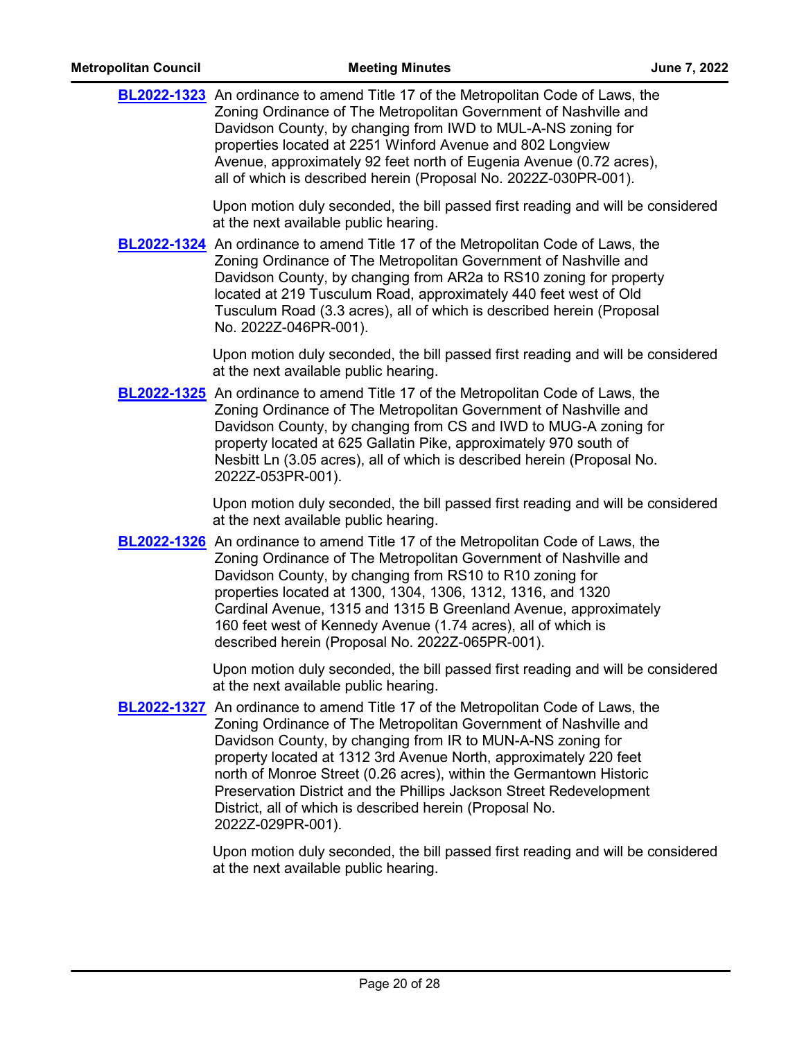**BL2022-1323** An ordinance to amend Title 17 of the Metropolitan Code of Laws, the Zoning Ordinance of The Metropolitan Government of Nashville and Davidson County, by changing from IWD to MUL-A-NS zoning for properties located at 2251 Winford Avenue and 802 Longview Avenue, approximately 92 feet north of Eugenia Avenue (0.72 acres), all of which is described herein (Proposal No. 2022Z-030PR-001).

Upon motion duly seconded, the bill passed first reading and will be considered at the next available public hearing.

**BL2022-1324** An ordinance to amend Title 17 of the Metropolitan Code of Laws, the Zoning Ordinance of The Metropolitan Government of Nashville and Davidson County, by changing from AR2a to RS10 zoning for property located at 219 Tusculum Road, approximately 440 feet west of Old Tusculum Road (3.3 acres), all of which is described herein (Proposal No. 2022Z-046PR-001).

Upon motion duly seconded, the bill passed first reading and will be considered at the next available public hearing.

**BL2022-1325** An ordinance to amend Title 17 of the Metropolitan Code of Laws, the Zoning Ordinance of The Metropolitan Government of Nashville and Davidson County, by changing from CS and IWD to MUG-A zoning for property located at 625 Gallatin Pike, approximately 970 south of Nesbitt Ln (3.05 acres), all of which is described herein (Proposal No. 2022Z-053PR-001).

Upon motion duly seconded, the bill passed first reading and will be considered at the next available public hearing.

**BL2022-1326** An ordinance to amend Title 17 of the Metropolitan Code of Laws, the Zoning Ordinance of The Metropolitan Government of Nashville and Davidson County, by changing from RS10 to R10 zoning for properties located at 1300, 1304, 1306, 1312, 1316, and 1320 Cardinal Avenue, 1315 and 1315 B Greenland Avenue, approximately 160 feet west of Kennedy Avenue (1.74 acres), all of which is described herein (Proposal No. 2022Z-065PR-001).

Upon motion duly seconded, the bill passed first reading and will be considered at the next available public hearing.

**BL2022-1327** An ordinance to amend Title 17 of the Metropolitan Code of Laws, the Zoning Ordinance of The Metropolitan Government of Nashville and Davidson County, by changing from IR to MUN-A-NS zoning for property located at 1312 3rd Avenue North, approximately 220 feet north of Monroe Street (0.26 acres), within the Germantown Historic Preservation District and the Phillips Jackson Street Redevelopment District, all of which is described herein (Proposal No. 2022Z-029PR-001).

Upon motion duly seconded, the bill passed first reading and will be considered at the next available public hearing.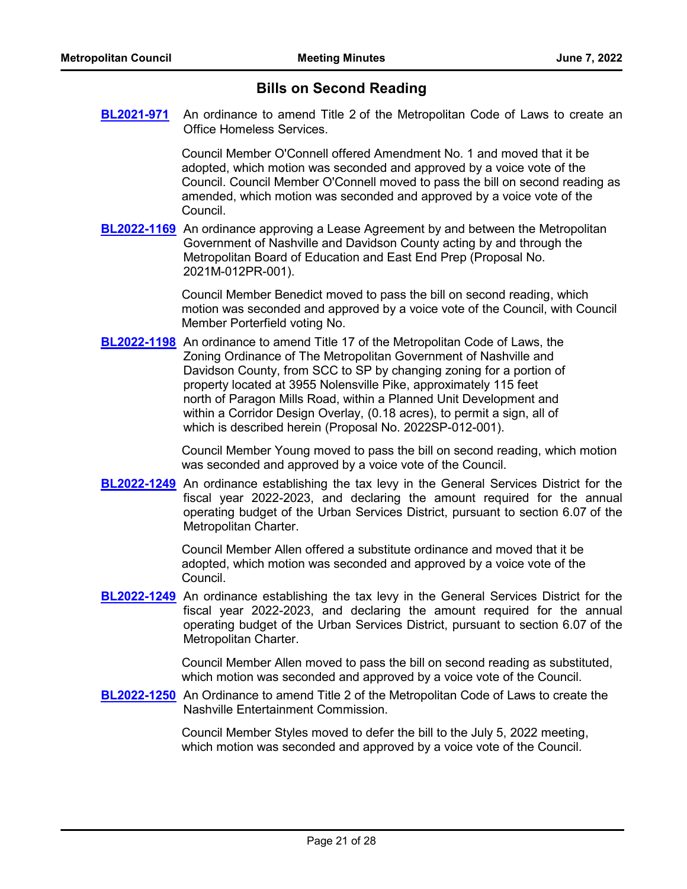## Bills on Second Reading

**BL2021-971** An ordinance to amend Title 2 of the Metropolitan Code of Laws to create an Office Homeless Services.

Council Member O'Connell offered Amendment No. 1 and moved that it be adopted, which motion was seconded and approved by a voice vote of the Council. Council Member O'Connell moved to pass the bill on second reading as amended, which motion was seconded and approved by a voice vote of the Council.

**BL2022-1169** An ordinance approving a Lease Agreement by and between the Metropolitan Government of Nashville and Davidson County acting by and through the Metropolitan Board of Education and East End Prep (Proposal No. 2021M-012PR-001).

Council Member Benedict moved to pass the bill on second reading, which motion was seconded and approved by a voice vote of the Council, with Council Member Porterfield voting No.

**BL2022-1198** An ordinance to amend Title 17 of the Metropolitan Code of Laws, the Zoning Ordinance of The Metropolitan Government of Nashville and Davidson County, from SCC to SP by changing zoning for a portion of property located at 3955 Nolensville Pike, approximately 115 feet north of Paragon Mills Road, within a Planned Unit Development and within a Corridor Design Overlay, (0.18 acres), to permit a sign, all of which is described herein (Proposal No. 2022SP-012-001).

Council Member Young moved to pass the bill on second reading, which motion was seconded and approved by a voice vote of the Council.

**BL2022-1249** An ordinance establishing the tax levy in the General Services District for the fiscal year 2022-2023, and declaring the amount required for the annual operating budget of the Urban Services District, pursuant to section 6.07 of the Metropolitan Charter.

Council Member Allen offered a substitute ordinance and moved that it be adopted, which motion was seconded and approved by a voice vote of the Council.

**BL2022-1249** An ordinance establishing the tax levy in the General Services District for the fiscal year 2022-2023, and declaring the amount required for the annual operating budget of the Urban Services District, pursuant to section 6.07 of the Metropolitan Charter.

Council Member Allen moved to pass the bill on second reading as substituted, which motion was seconded and approved by a voice vote of the Council.

**BL2022-1250** An Ordinance to amend Title 2 of the Metropolitan Code of Laws to create the Nashville Entertainment Commission.

Council Member Styles moved to defer the bill to the July 5, 2022 meeting, which motion was seconded and approved by a voice vote of the Council.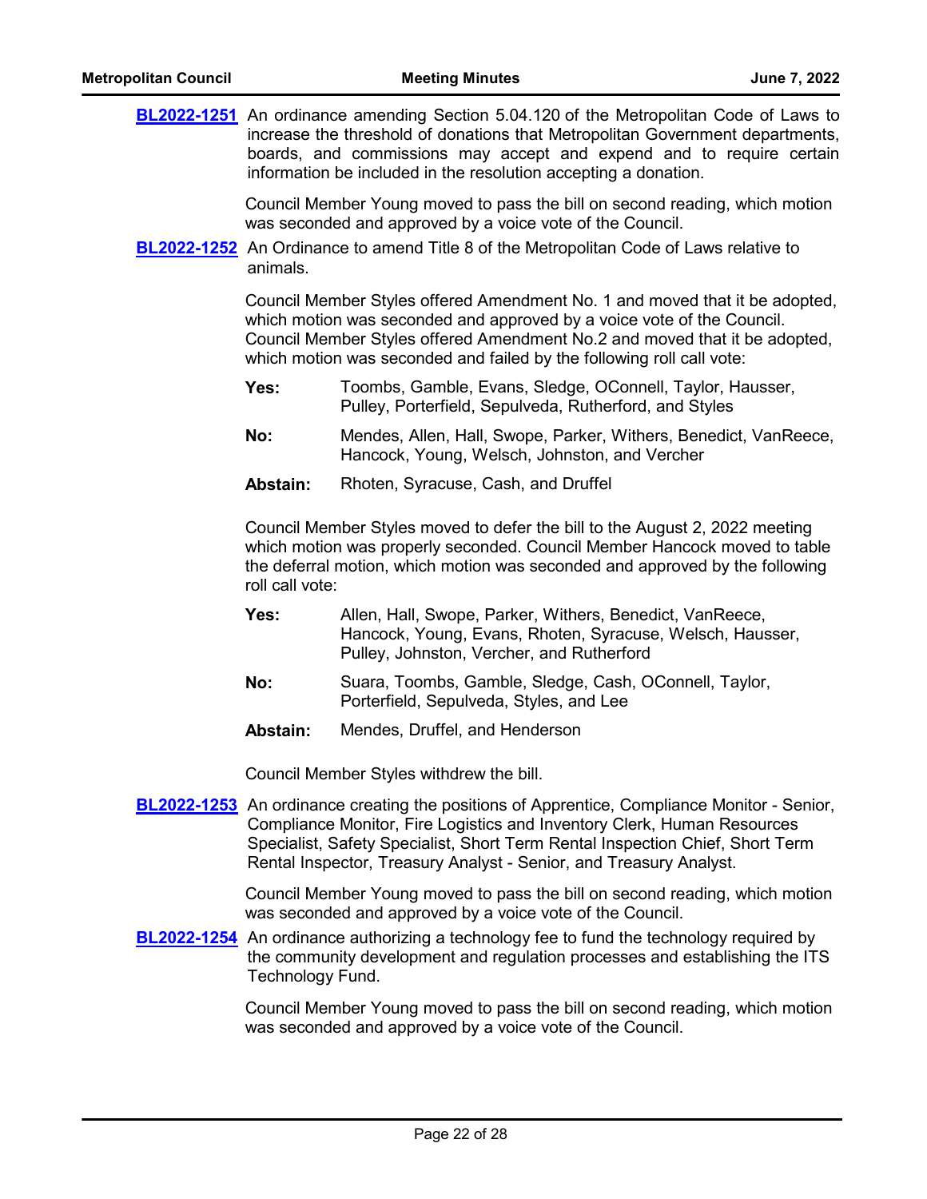**BL2022-1251** An ordinance amending Section 5.04.120 of the Metropolitan Code of Laws to increase the threshold of donations that Metropolitan Government departments, boards, and commissions may accept and expend and to require certain information be included in the resolution accepting a donation.

Council Member Young moved to pass the bill on second reading, which motion was seconded and approved by a voice vote of the Council.

**BL2022-1252** An Ordinance to amend Title 8 of the Metropolitan Code of Laws relative to animals.

Council Member Styles offered Amendment No. 1 and moved that it be adopted, which motion was seconded and approved by a voice vote of the Council. Council Member Styles offered Amendment No.2 and moved that it be adopted, which motion was seconded and failed by the following roll call vote:

**Yes:** Toombs, Gamble, Evans, Sledge, OConnell, Taylor, Hausser, Pulley, Porterfield, Sepulveda, Rutherford, and Styles

**No:** Mendes, Allen, Hall, Swope, Parker, Withers, Benedict, VanReece, Hancock, Young, Welsch, Johnston, and Vercher

**Abstain:** Rhoten, Syracuse, Cash, and Druffel

Council Member Styles moved to defer the bill to the August 2, 2022 meeting which motion was properly seconded. Council Member Hancock moved to table the deferral motion, which motion was seconded and approved by the following roll call vote:

**Yes:** Allen, Hall, Swope, Parker, Withers, Benedict, VanReece, Hancock, Young, Evans, Rhoten, Syracuse, Welsch, Hausser, Pulley, Johnston, Vercher, and Rutherford

**No:** Suara, Toombs, Gamble, Sledge, Cash, OConnell, Taylor, Porterfield, Sepulveda, Styles, and Lee

**Abstain:** Mendes, Druffel, and Henderson

Council Member Styles withdrew the bill.

**BL2022-1253** An ordinance creating the positions of Apprentice, Compliance Monitor - Senior, Compliance Monitor, Fire Logistics and Inventory Clerk, Human Resources Specialist, Safety Specialist, Short Term Rental Inspection Chief, Short Term Rental Inspector, Treasury Analyst - Senior, and Treasury Analyst.

Council Member Young moved to pass the bill on second reading, which motion was seconded and approved by a voice vote of the Council.

**BL2022-1254** An ordinance authorizing a technology fee to fund the technology required by the community development and regulation processes and establishing the ITS Technology Fund.

Council Member Young moved to pass the bill on second reading, which motion was seconded and approved by a voice vote of the Council.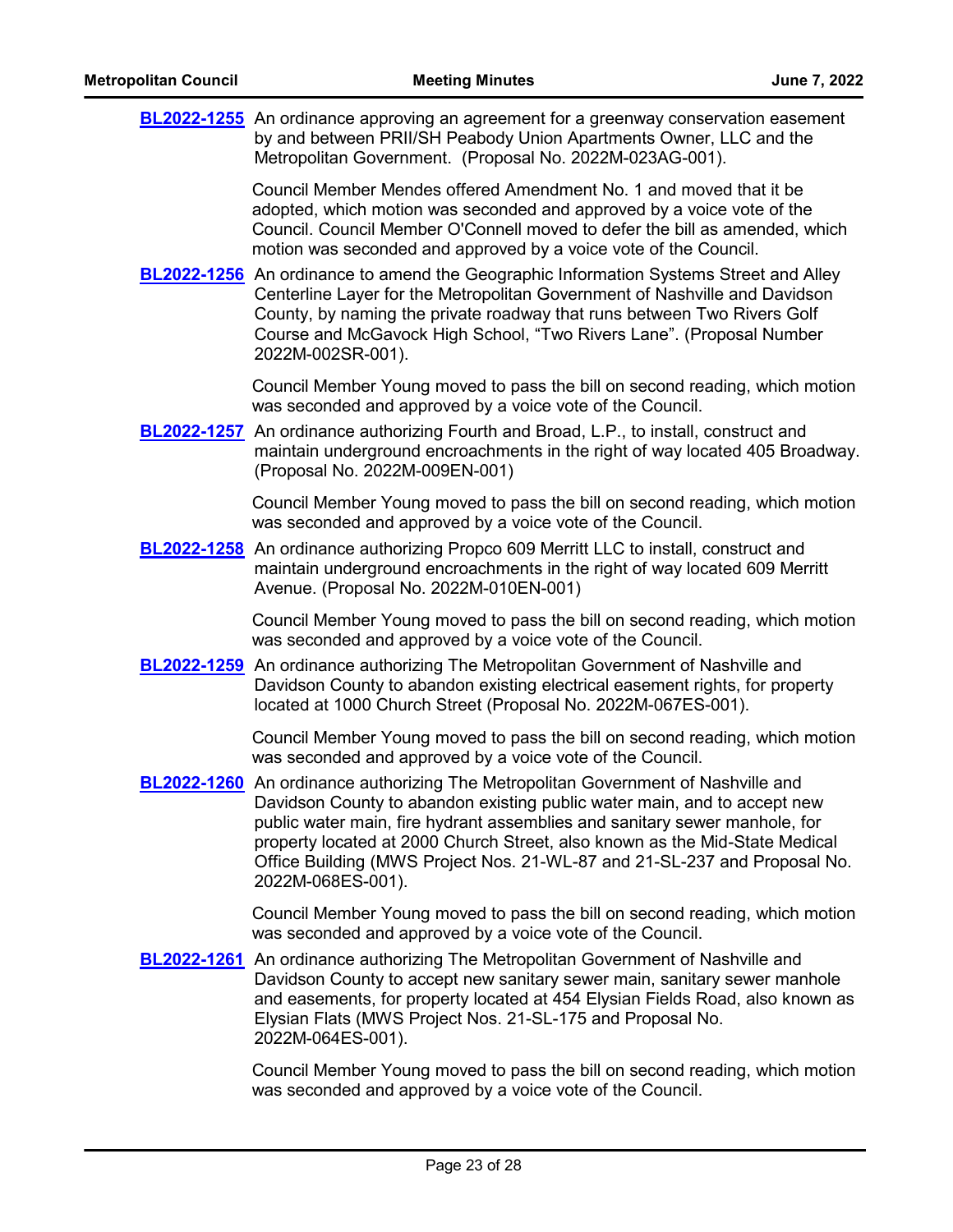**BL2022-1255** An ordinance approving an agreement for a greenway conservation easement by and between PRII/SH Peabody Union Apartments Owner, LLC and the Metropolitan Government. (Proposal No. 2022M-023AG-001).

Council Member Mendes offered Amendment No. 1 and moved that it be adopted, which motion was seconded and approved by a voice vote of the Council. Council Member O'Connell moved to defer the bill as amended, which motion was seconded and approved by a voice vote of the Council.

**BL2022-1256** An ordinance to amend the Geographic Information Systems Street and Alley Centerline Layer for the Metropolitan Government of Nashville and Davidson County, by naming the private roadway that runs between Two Rivers Golf Course and McGavock High School, "Two Rivers Lane". (Proposal Number 2022M-002SR-001).

Council Member Young moved to pass the bill on second reading, which motion was seconded and approved by a voice vote of the Council.

**BL2022-1257** An ordinance authorizing Fourth and Broad, L.P., to install, construct and maintain underground encroachments in the right of way located 405 Broadway. (Proposal No. 2022M-009EN-001)

Council Member Young moved to pass the bill on second reading, which motion was seconded and approved by a voice vote of the Council.

**BL2022-1258** An ordinance authorizing Propco 609 Merritt LLC to install, construct and maintain underground encroachments in the right of way located 609 Merritt Avenue. (Proposal No. 2022M-010EN-001)

Council Member Young moved to pass the bill on second reading, which motion was seconded and approved by a voice vote of the Council.

**BL2022-1259** An ordinance authorizing The Metropolitan Government of Nashville and Davidson County to abandon existing electrical easement rights, for property located at 1000 Church Street (Proposal No. 2022M-067ES-001).

Council Member Young moved to pass the bill on second reading, which motion was seconded and approved by a voice vote of the Council.

**BL2022-1260** An ordinance authorizing The Metropolitan Government of Nashville and Davidson County to abandon existing public water main, and to accept new public water main, fire hydrant assemblies and sanitary sewer manhole, for property located at 2000 Church Street, also known as the Mid-State Medical Office Building (MWS Project Nos. 21-WL-87 and 21-SL-237 and Proposal No. 2022M-068ES-001).

Council Member Young moved to pass the bill on second reading, which motion was seconded and approved by a voice vote of the Council.

**BL2022-1261** An ordinance authorizing The Metropolitan Government of Nashville and Davidson County to accept new sanitary sewer main, sanitary sewer manhole and easements, for property located at 454 Elysian Fields Road, also known as Elysian Flats (MWS Project Nos. 21-SL-175 and Proposal No. 2022M-064ES-001).

Council Member Young moved to pass the bill on second reading, which motion was seconded and approved by a voice vote of the Council.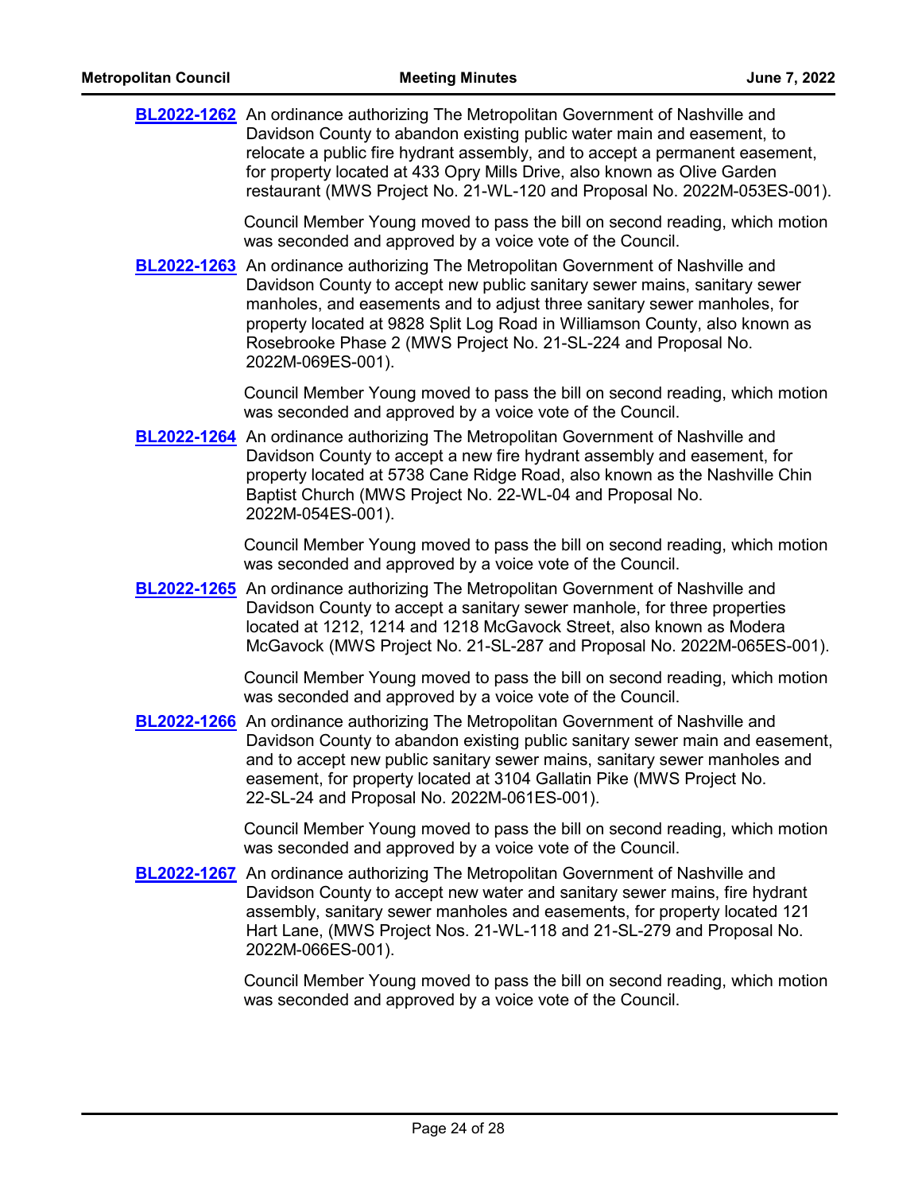**BL2022-1262** An ordinance authorizing The Metropolitan Government of Nashville and Davidson County to abandon existing public water main and easement, to relocate a public fire hydrant assembly, and to accept a permanent easement, for property located at 433 Opry Mills Drive, also known as Olive Garden restaurant (MWS Project No. 21-WL-120 and Proposal No. 2022M-053ES-001).

Council Member Young moved to pass the bill on second reading, which motion was seconded and approved by a voice vote of the Council.

**BL2022-1263** An ordinance authorizing The Metropolitan Government of Nashville and Davidson County to accept new public sanitary sewer mains, sanitary sewer manholes, and easements and to adjust three sanitary sewer manholes, for property located at 9828 Split Log Road in Williamson County, also known as Rosebrooke Phase 2 (MWS Project No. 21-SL-224 and Proposal No. 2022M-069ES-001).

Council Member Young moved to pass the bill on second reading, which motion was seconded and approved by a voice vote of the Council.

**BL2022-1264** An ordinance authorizing The Metropolitan Government of Nashville and Davidson County to accept a new fire hydrant assembly and easement, for property located at 5738 Cane Ridge Road, also known as the Nashville Chin Baptist Church (MWS Project No. 22-WL-04 and Proposal No. 2022M-054ES-001).

Council Member Young moved to pass the bill on second reading, which motion was seconded and approved by a voice vote of the Council.

**BL2022-1265** An ordinance authorizing The Metropolitan Government of Nashville and Davidson County to accept a sanitary sewer manhole, for three properties located at 1212, 1214 and 1218 McGavock Street, also known as Modera McGavock (MWS Project No. 21-SL-287 and Proposal No. 2022M-065ES-001).

Council Member Young moved to pass the bill on second reading, which motion was seconded and approved by a voice vote of the Council.

**BL2022-1266** An ordinance authorizing The Metropolitan Government of Nashville and Davidson County to abandon existing public sanitary sewer main and easement, and to accept new public sanitary sewer mains, sanitary sewer manholes and easement, for property located at 3104 Gallatin Pike (MWS Project No. 22-SL-24 and Proposal No. 2022M-061ES-001).

Council Member Young moved to pass the bill on second reading, which motion was seconded and approved by a voice vote of the Council.

**BL2022-1267** An ordinance authorizing The Metropolitan Government of Nashville and Davidson County to accept new water and sanitary sewer mains, fire hydrant assembly, sanitary sewer manholes and easements, for property located 121 Hart Lane, (MWS Project Nos. 21-WL-118 and 21-SL-279 and Proposal No. 2022M-066ES-001).

Council Member Young moved to pass the bill on second reading, which motion was seconded and approved by a voice vote of the Council.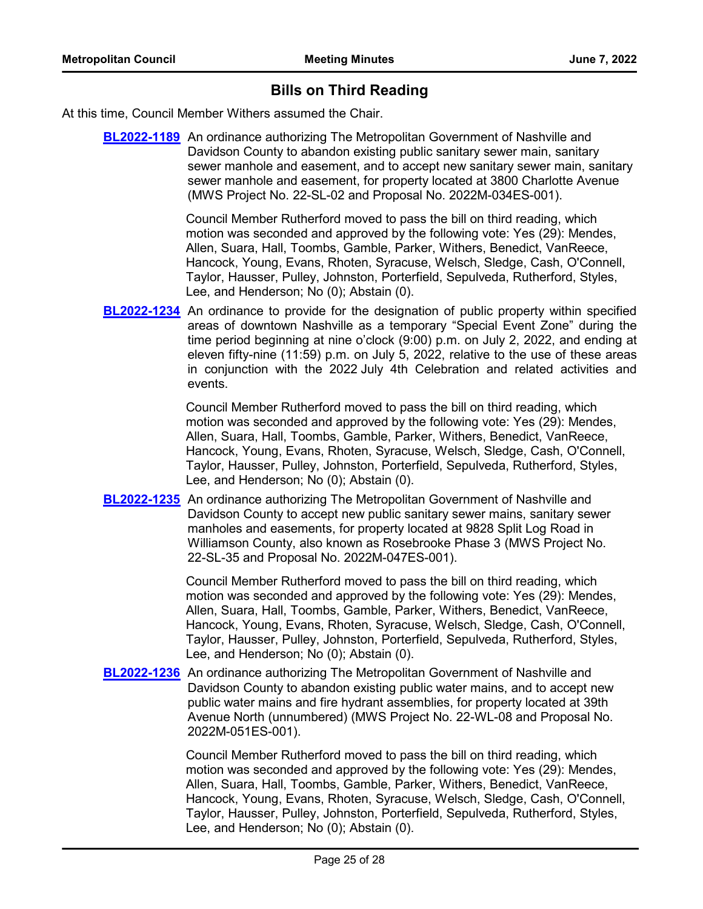## Bills on Third Reading

At this time, Council Member Withers assumed the Chair.

**BL2022-1189** An ordinance authorizing The Metropolitan Government of Nashville and Davidson County to abandon existing public sanitary sewer main, sanitary sewer manhole and easement, and to accept new sanitary sewer main, sanitary sewer manhole and easement, for property located at 3800 Charlotte Avenue (MWS Project No. 22-SL-02 and Proposal No. 2022M-034ES-001).

Council Member Rutherford moved to pass the bill on third reading, which motion was seconded and approved by the following vote: Yes (29): Mendes, Allen, Suara, Hall, Toombs, Gamble, Parker, Withers, Benedict, VanReece, Hancock, Young, Evans, Rhoten, Syracuse, Welsch, Sledge, Cash, O'Connell, Taylor, Hausser, Pulley, Johnston, Porterfield, Sepulveda, Rutherford, Styles, Lee, and Henderson; No (0); Abstain (0).

**BL2022-1234** An ordinance to provide for the designation of public property within specified areas of downtown Nashville as a temporary "Special Event Zone" during the time period beginning at nine o'clock (9:00) p.m. on July 2, 2022, and ending at eleven fifty-nine (11:59) p.m. on July 5, 2022, relative to the use of these areas in conjunction with the 2022 July 4th Celebration and related activities and events.

Council Member Rutherford moved to pass the bill on third reading, which motion was seconded and approved by the following vote: Yes (29): Mendes, Allen, Suara, Hall, Toombs, Gamble, Parker, Withers, Benedict, VanReece, Hancock, Young, Evans, Rhoten, Syracuse, Welsch, Sledge, Cash, O'Connell, Taylor, Hausser, Pulley, Johnston, Porterfield, Sepulveda, Rutherford, Styles, Lee, and Henderson; No (0); Abstain (0).

**BL2022-1235** An ordinance authorizing The Metropolitan Government of Nashville and Davidson County to accept new public sanitary sewer mains, sanitary sewer manholes and easements, for property located at 9828 Split Log Road in Williamson County, also known as Rosebrooke Phase 3 (MWS Project No. 22-SL-35 and Proposal No. 2022M-047ES-001).

Council Member Rutherford moved to pass the bill on third reading, which motion was seconded and approved by the following vote: Yes (29): Mendes, Allen, Suara, Hall, Toombs, Gamble, Parker, Withers, Benedict, VanReece, Hancock, Young, Evans, Rhoten, Syracuse, Welsch, Sledge, Cash, O'Connell, Taylor, Hausser, Pulley, Johnston, Porterfield, Sepulveda, Rutherford, Styles, Lee, and Henderson; No (0); Abstain (0).

**BL2022-1236** An ordinance authorizing The Metropolitan Government of Nashville and Davidson County to abandon existing public water mains, and to accept new public water mains and fire hydrant assemblies, for property located at 39th Avenue North (unnumbered) (MWS Project No. 22-WL-08 and Proposal No. 2022M-051ES-001).

Council Member Rutherford moved to pass the bill on third reading, which motion was seconded and approved by the following vote: Yes (29): Mendes, Allen, Suara, Hall, Toombs, Gamble, Parker, Withers, Benedict, VanReece, Hancock, Young, Evans, Rhoten, Syracuse, Welsch, Sledge, Cash, O'Connell, Taylor, Hausser, Pulley, Johnston, Porterfield, Sepulveda, Rutherford, Styles, Lee, and Henderson; No (0); Abstain (0).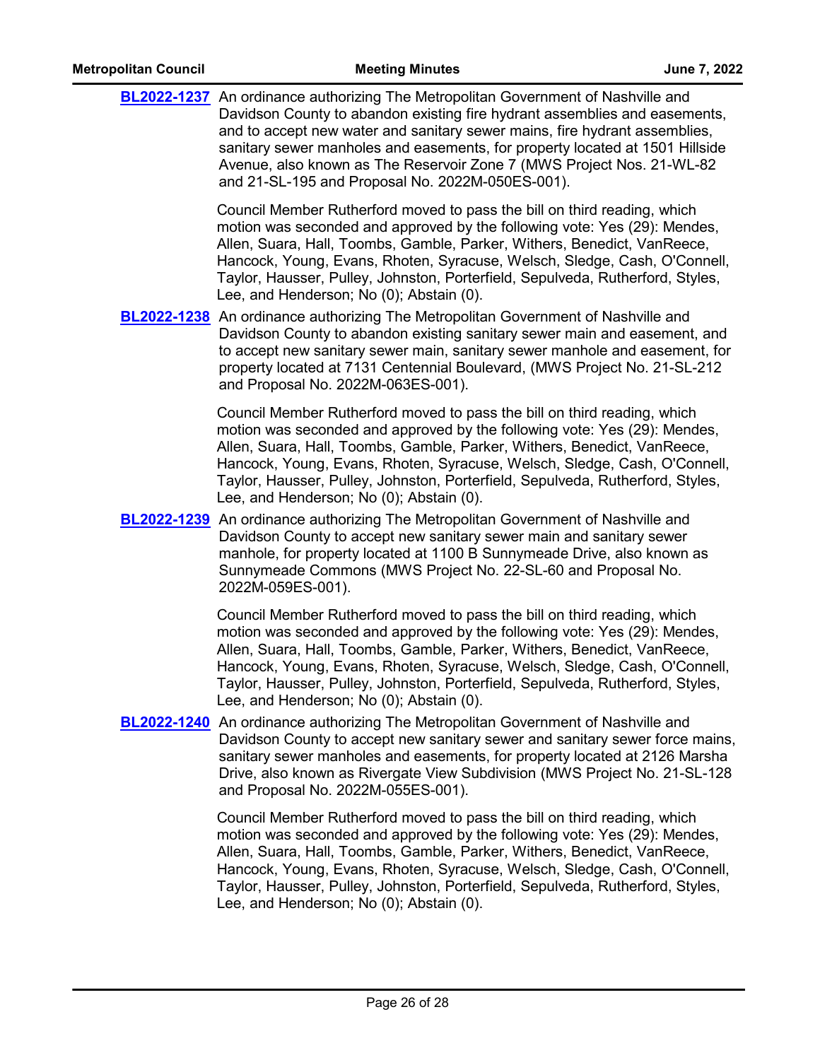**BL2022-1237** An ordinance authorizing The Metropolitan Government of Nashville and Davidson County to abandon existing fire hydrant assemblies and easements, and to accept new water and sanitary sewer mains, fire hydrant assemblies, sanitary sewer manholes and easements, for property located at 1501 Hillside Avenue, also known as The Reservoir Zone 7 (MWS Project Nos. 21-WL-82 and 21-SL-195 and Proposal No. 2022M-050ES-001).

Council Member Rutherford moved to pass the bill on third reading, which motion was seconded and approved by the following vote: Yes (29): Mendes, Allen, Suara, Hall, Toombs, Gamble, Parker, Withers, Benedict, VanReece, Hancock, Young, Evans, Rhoten, Syracuse, Welsch, Sledge, Cash, O'Connell, Taylor, Hausser, Pulley, Johnston, Porterfield, Sepulveda, Rutherford, Styles, Lee, and Henderson; No (0); Abstain (0).

**BL2022-1238** An ordinance authorizing The Metropolitan Government of Nashville and Davidson County to abandon existing sanitary sewer main and easement, and to accept new sanitary sewer main, sanitary sewer manhole and easement, for property located at 7131 Centennial Boulevard, (MWS Project No. 21-SL-212 and Proposal No. 2022M-063ES-001).

Council Member Rutherford moved to pass the bill on third reading, which motion was seconded and approved by the following vote: Yes (29): Mendes, Allen, Suara, Hall, Toombs, Gamble, Parker, Withers, Benedict, VanReece, Hancock, Young, Evans, Rhoten, Syracuse, Welsch, Sledge, Cash, O'Connell, Taylor, Hausser, Pulley, Johnston, Porterfield, Sepulveda, Rutherford, Styles, Lee, and Henderson; No (0); Abstain (0).

**BL2022-1239** An ordinance authorizing The Metropolitan Government of Nashville and Davidson County to accept new sanitary sewer main and sanitary sewer manhole, for property located at 1100 B Sunnymeade Drive, also known as Sunnymeade Commons (MWS Project No. 22-SL-60 and Proposal No. 2022M-059ES-001).

Council Member Rutherford moved to pass the bill on third reading, which motion was seconded and approved by the following vote: Yes (29): Mendes, Allen, Suara, Hall, Toombs, Gamble, Parker, Withers, Benedict, VanReece, Hancock, Young, Evans, Rhoten, Syracuse, Welsch, Sledge, Cash, O'Connell, Taylor, Hausser, Pulley, Johnston, Porterfield, Sepulveda, Rutherford, Styles, Lee, and Henderson; No (0); Abstain (0).

**BL2022-1240** An ordinance authorizing The Metropolitan Government of Nashville and Davidson County to accept new sanitary sewer and sanitary sewer force mains, sanitary sewer manholes and easements, for property located at 2126 Marsha Drive, also known as Rivergate View Subdivision (MWS Project No. 21-SL-128 and Proposal No. 2022M-055ES-001).

Council Member Rutherford moved to pass the bill on third reading, which motion was seconded and approved by the following vote: Yes (29): Mendes, Allen, Suara, Hall, Toombs, Gamble, Parker, Withers, Benedict, VanReece, Hancock, Young, Evans, Rhoten, Syracuse, Welsch, Sledge, Cash, O'Connell, Taylor, Hausser, Pulley, Johnston, Porterfield, Sepulveda, Rutherford, Styles, Lee, and Henderson; No (0); Abstain (0).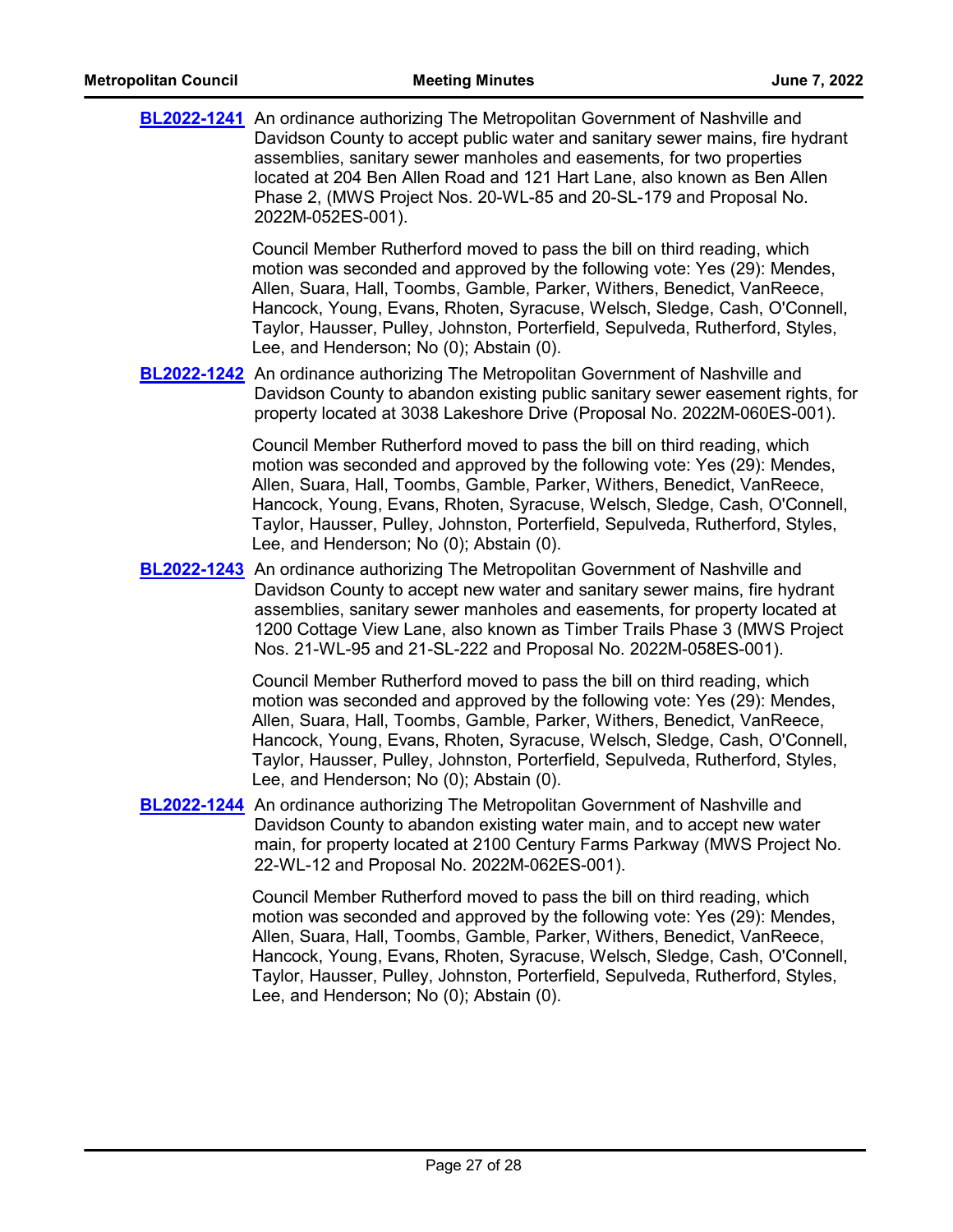**BL2022-1241** An ordinance authorizing The Metropolitan Government of Nashville and Davidson County to accept public water and sanitary sewer mains, fire hydrant assemblies, sanitary sewer manholes and easements, for two properties located at 204 Ben Allen Road and 121 Hart Lane, also known as Ben Allen Phase 2, (MWS Project Nos. 20-WL-85 and 20-SL-179 and Proposal No. 2022M-052ES-001).

Council Member Rutherford moved to pass the bill on third reading, which motion was seconded and approved by the following vote: Yes (29): Mendes, Allen, Suara, Hall, Toombs, Gamble, Parker, Withers, Benedict, VanReece, Hancock, Young, Evans, Rhoten, Syracuse, Welsch, Sledge, Cash, O'Connell, Taylor, Hausser, Pulley, Johnston, Porterfield, Sepulveda, Rutherford, Styles, Lee, and Henderson; No (0); Abstain (0).

**BL2022-1242** An ordinance authorizing The Metropolitan Government of Nashville and Davidson County to abandon existing public sanitary sewer easement rights, for property located at 3038 Lakeshore Drive (Proposal No. 2022M-060ES-001).

Council Member Rutherford moved to pass the bill on third reading, which motion was seconded and approved by the following vote: Yes (29): Mendes, Allen, Suara, Hall, Toombs, Gamble, Parker, Withers, Benedict, VanReece, Hancock, Young, Evans, Rhoten, Syracuse, Welsch, Sledge, Cash, O'Connell, Taylor, Hausser, Pulley, Johnston, Porterfield, Sepulveda, Rutherford, Styles, Lee, and Henderson; No (0); Abstain (0).

**BL2022-1243** An ordinance authorizing The Metropolitan Government of Nashville and Davidson County to accept new water and sanitary sewer mains, fire hydrant assemblies, sanitary sewer manholes and easements, for property located at 1200 Cottage View Lane, also known as Timber Trails Phase 3 (MWS Project Nos. 21-WL-95 and 21-SL-222 and Proposal No. 2022M-058ES-001).

Council Member Rutherford moved to pass the bill on third reading, which motion was seconded and approved by the following vote: Yes (29): Mendes, Allen, Suara, Hall, Toombs, Gamble, Parker, Withers, Benedict, VanReece, Hancock, Young, Evans, Rhoten, Syracuse, Welsch, Sledge, Cash, O'Connell, Taylor, Hausser, Pulley, Johnston, Porterfield, Sepulveda, Rutherford, Styles, Lee, and Henderson; No (0); Abstain (0).

**BL2022-1244** An ordinance authorizing The Metropolitan Government of Nashville and Davidson County to abandon existing water main, and to accept new water main, for property located at 2100 Century Farms Parkway (MWS Project No. 22-WL-12 and Proposal No. 2022M-062ES-001).

Council Member Rutherford moved to pass the bill on third reading, which motion was seconded and approved by the following vote: Yes (29): Mendes, Allen, Suara, Hall, Toombs, Gamble, Parker, Withers, Benedict, VanReece, Hancock, Young, Evans, Rhoten, Syracuse, Welsch, Sledge, Cash, O'Connell, Taylor, Hausser, Pulley, Johnston, Porterfield, Sepulveda, Rutherford, Styles, Lee, and Henderson; No (0); Abstain (0).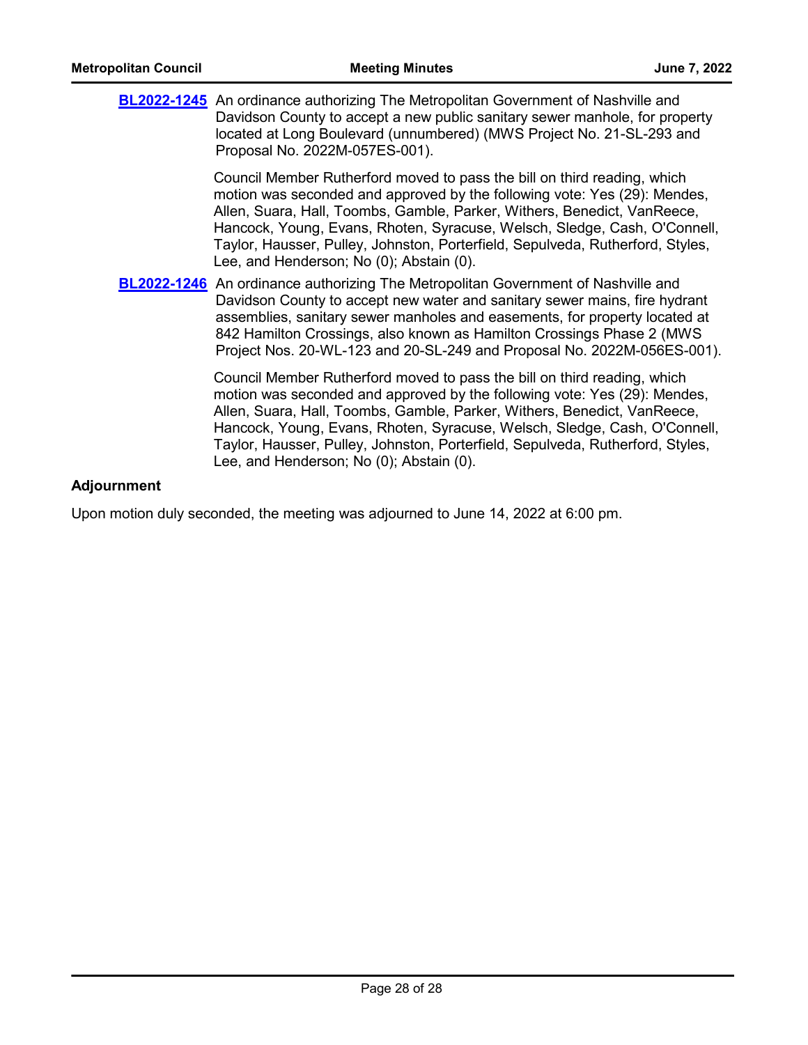**BL2022-1245** An ordinance authorizing The Metropolitan Government of Nashville and Davidson County to accept a new public sanitary sewer manhole, for property located at Long Boulevard (unnumbered) (MWS Project No. 21-SL-293 and Proposal No. 2022M-057ES-001).

Council Member Rutherford moved to pass the bill on third reading, which motion was seconded and approved by the following vote: Yes (29): Mendes, Allen, Suara, Hall, Toombs, Gamble, Parker, Withers, Benedict, VanReece, Hancock, Young, Evans, Rhoten, Syracuse, Welsch, Sledge, Cash, O'Connell, Taylor, Hausser, Pulley, Johnston, Porterfield, Sepulveda, Rutherford, Styles, Lee, and Henderson; No (0); Abstain (0).

**BL2022-1246** An ordinance authorizing The Metropolitan Government of Nashville and Davidson County to accept new water and sanitary sewer mains, fire hydrant assemblies, sanitary sewer manholes and easements, for property located at 842 Hamilton Crossings, also known as Hamilton Crossings Phase 2 (MWS Project Nos. 20-WL-123 and 20-SL-249 and Proposal No. 2022M-056ES-001).

Council Member Rutherford moved to pass the bill on third reading, which motion was seconded and approved by the following vote: Yes (29): Mendes, Allen, Suara, Hall, Toombs, Gamble, Parker, Withers, Benedict, VanReece, Hancock, Young, Evans, Rhoten, Syracuse, Welsch, Sledge, Cash, O'Connell, Taylor, Hausser, Pulley, Johnston, Porterfield, Sepulveda, Rutherford, Styles, Lee, and Henderson; No (0); Abstain (0).

## Adjournment

Upon motion duly seconded, the meeting was adjourned to June 14, 2022 at 6:00 pm.